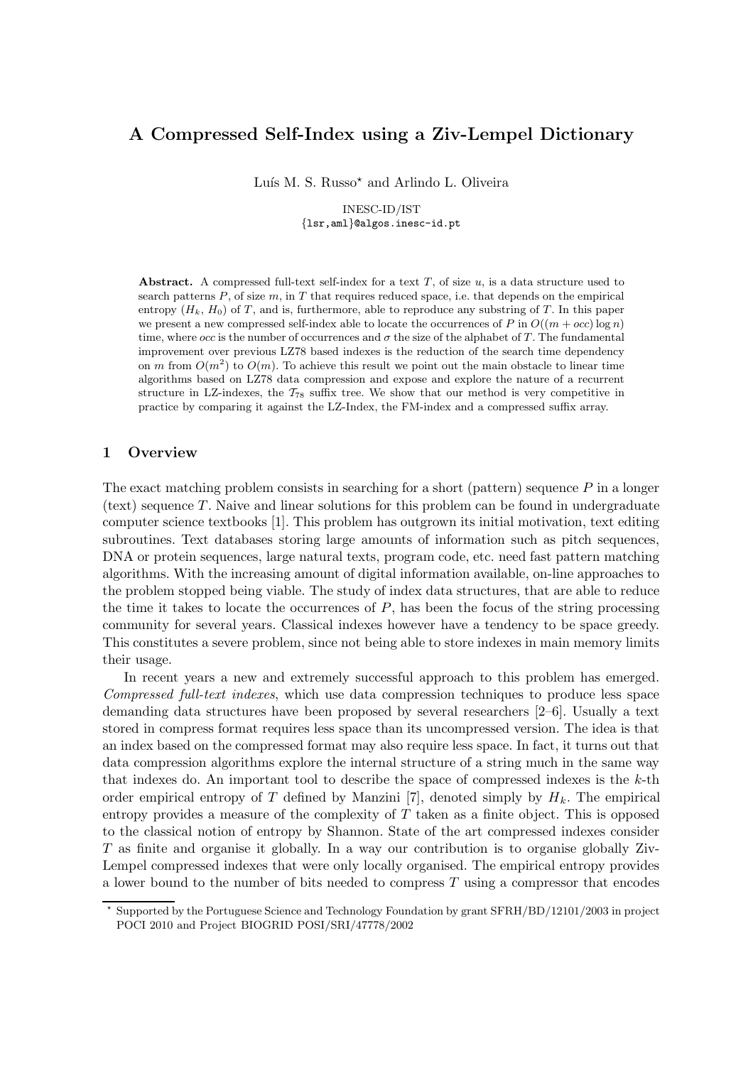# A Compressed Self-Index using a Ziv-Lempel Dictionary

Luís M. S. Russo* and Arlindo L. Oliveira

INESC-ID/IST
{lsr,aml}@algos.inesc-id.pt

**Abstract.** A compressed full-text self-index for a text $T$, of size $u$, is a data structure used to search patterns $P$, of size $m$, in $T$ that requires reduced space, i.e. that depends on the empirical entropy ($H_k$, $H_0$) of $T$, and is, furthermore, able to reproduce any substring of $T$. In this paper we present a new compressed self-index able to locate the occurrences of $P$ in $O((m + occ) \log n)$ time, where *occ* is the number of occurrences and $\sigma$ the size of the alphabet of $T$. The fundamental improvement over previous LZ78 based indexes is the reduction of the search time dependency on $m$ from $O(m^2)$ to $O(m)$. To achieve this result we point out the main obstacle to linear time algorithms based on LZ78 data compression and expose and explore the nature of a recurrent structure in LZ-indexes, the $\mathcal{T}_{78}$ suffix tree. We show that our method is very competitive in practice by comparing it against the LZ-Index, the FM-index and a compressed suffix array.

## 1 Overview

The exact matching problem consists in searching for a short (pattern) sequence $P$ in a longer (text) sequence $T$. Naive and linear solutions for this problem can be found in undergraduate computer science textbooks [1]. This problem has outgrown its initial motivation, text editing subroutines. Text databases storing large amounts of information such as pitch sequences, DNA or protein sequences, large natural texts, program code, etc. need fast pattern matching algorithms. With the increasing amount of digital information available, on-line approaches to the problem stopped being viable. The study of index data structures, that are able to reduce the time it takes to locate the occurrences of $P$, has been the focus of the string processing community for several years. Classical indexes however have a tendency to be space greedy. This constitutes a severe problem, since not being able to store indexes in main memory limits their usage.

In recent years a new and extremely successful approach to this problem has emerged. *Compressed full-text indexes*, which use data compression techniques to produce less space demanding data structures have been proposed by several researchers [2–6]. Usually a text stored in compress format requires less space than its uncompressed version. The idea is that an index based on the compressed format may also require less space. In fact, it turns out that data compression algorithms explore the internal structure of a string much in the same way that indexes do. An important tool to describe the space of compressed indexes is the $k$-th order empirical entropy of $T$ defined by Manzini [7], denoted simply by $H_k$. The empirical entropy provides a measure of the complexity of $T$ taken as a finite object. This is opposed to the classical notion of entropy by Shannon. State of the art compressed indexes consider $T$ as finite and organise it globally. In a way our contribution is to organise globally Ziv-Lempel compressed indexes that were only locally organised. The empirical entropy provides a lower bound to the number of bits needed to compress $T$ using a compressor that encodes

* Supported by the Portuguese Science and Technology Foundation by grant SFRH/BD/12101/2003 in project POCI 2010 and Project BIOGRID POSI/SRI/47778/2002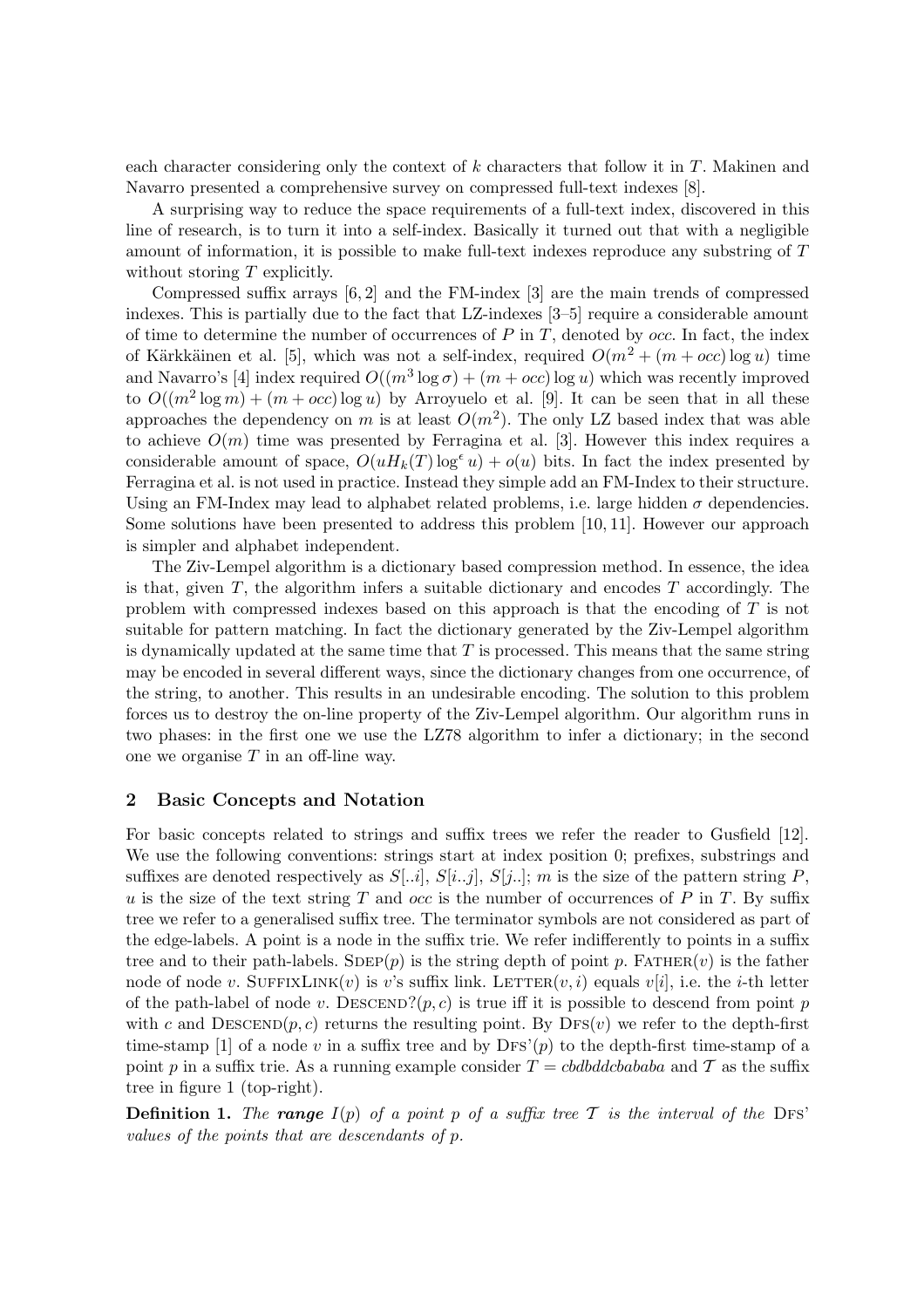each character considering only the context of $k$ characters that follow it in $T$. Makinen and Navarro presented a comprehensive survey on compressed full-text indexes [8].

A surprising way to reduce the space requirements of a full-text index, discovered in this line of research, is to turn it into a self-index. Basically it turned out that with a negligible amount of information, it is possible to make full-text indexes reproduce any substring of $T$ without storing $T$ explicitly.

Compressed suffix arrays [6, 2] and the FM-index [3] are the main trends of compressed indexes. This is partially due to the fact that LZ-indexes [3–5] require a considerable amount of time to determine the number of occurrences of $P$ in $T$, denoted by *occ*. In fact, the index of Kärkkäinen et al. [5], which was not a self-index, required $O(m^2 + (m + occ) \log u)$ time and Navarro's [4] index required $O((m^3 \log \sigma) + (m + occ) \log u)$ which was recently improved to $O((m^2 \log m) + (m + occ) \log u)$ by Arroyuelo et al. [9]. It can be seen that in all these approaches the dependency on $m$ is at least $O(m^2)$. The only LZ based index that was able to achieve $O(m)$ time was presented by Ferragina et al. [3]. However this index requires a considerable amount of space, $O(uH_k(T) \log^{\epsilon} u) + o(u)$ bits. In fact the index presented by Ferragina et al. is not used in practice. Instead they simple add an FM-Index to their structure. Using an FM-Index may lead to alphabet related problems, i.e. large hidden $\sigma$ dependencies. Some solutions have been presented to address this problem [10, 11]. However our approach is simpler and alphabet independent.

The Ziv-Lempel algorithm is a dictionary based compression method. In essence, the idea is that, given $T$, the algorithm infers a suitable dictionary and encodes $T$ accordingly. The problem with compressed indexes based on this approach is that the encoding of $T$ is not suitable for pattern matching. In fact the dictionary generated by the Ziv-Lempel algorithm is dynamically updated at the same time that $T$ is processed. This means that the same string may be encoded in several different ways, since the dictionary changes from one occurrence, of the string, to another. This results in an undesirable encoding. The solution to this problem forces us to destroy the on-line property of the Ziv-Lempel algorithm. Our algorithm runs in two phases: in the first one we use the LZ78 algorithm to infer a dictionary; in the second one we organise $T$ in an off-line way.

## 2 Basic Concepts and Notation

For basic concepts related to strings and suffix trees we refer the reader to Gusfield [12]. We use the following conventions: strings start at index position 0; prefixes, substrings and suffixes are denoted respectively as $S[..i]$, $S[i..j]$, $S[j..]$; $m$ is the size of the pattern string $P$, $u$ is the size of the text string $T$ and *occ* is the number of occurrences of $P$ in $T$. By suffix tree we refer to a generalised suffix tree. The terminator symbols are not considered as part of the edge-labels. A point is a node in the suffix trie. We refer indifferently to points in a suffix tree and to their path-labels. $\text{SDEP}(p)$ is the string depth of point $p$. $\text{FATHER}(v)$ is the father node of node $v$. $\text{SUFFIXLINK}(v)$ is $v$'s suffix link. $\text{LETTER}(v, i)$ equals $v[i]$, i.e. the $i$-th letter of the path-label of node $v$. $\text{DESCEND?}(p, c)$ is true iff it is possible to descend from point $p$ with $c$ and $\text{DESCEND}(p, c)$ returns the resulting point. By $\text{DFS}(v)$ we refer to the depth-first time-stamp [1] of a node $v$ in a suffix tree and by $\text{DFS'}(p)$ to the depth-first time-stamp of a point $p$ in a suffix trie. As a running example consider $T = cbdbddcbababa$ and $\mathcal{T}$ as the suffix tree in figure 1 (top-right).

**Definition 1.** *The* ***range*** $I(p)$ *of a point* $p$ *of a suffix tree* $\mathcal{T}$ *is the interval of the* DFS' *values of the points that are descendants of* $p$*.*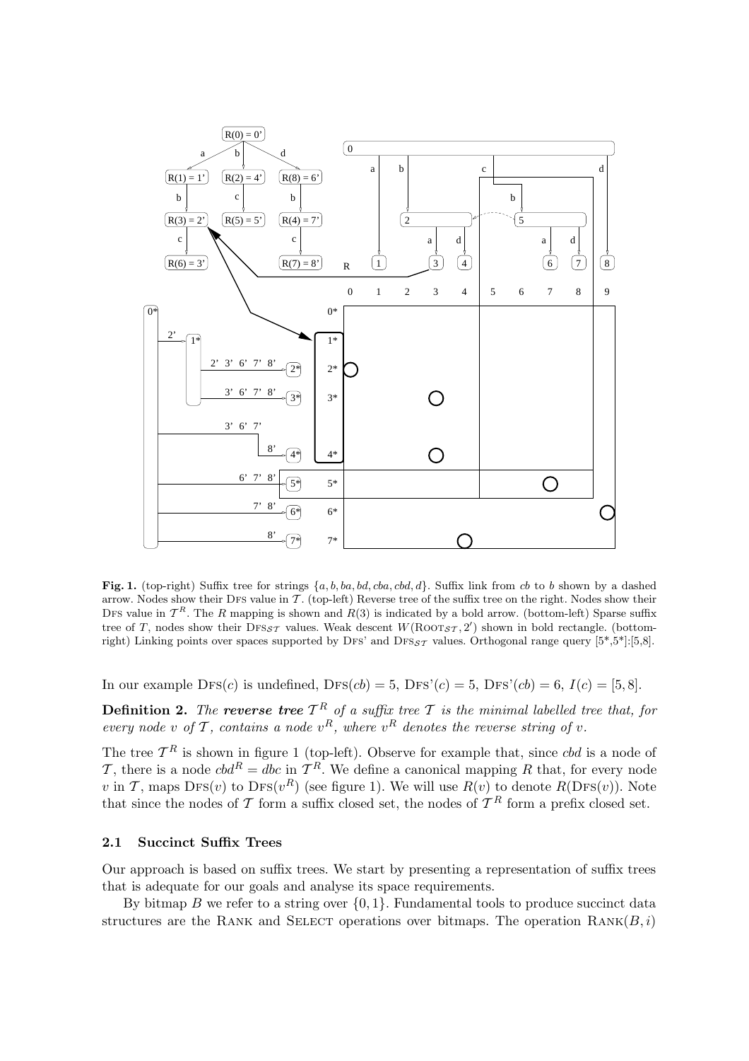**Fig. 1.** (top-right) Suffix tree for strings $\{a, b, ba, bd, cba, cbd, d\}$. Suffix link from $cb$ to $b$ shown by a dashed arrow. Nodes show their DFS value in $\mathcal{T}$. (top-left) Reverse tree of the suffix tree on the right. Nodes show their DFS value in $\mathcal{T}^R$. The $R$ mapping is shown and $R(3)$ is indicated by a bold arrow. (bottom-left) Sparse suffix tree of $T$, nodes show their $\text{DFS}_{\mathcal{ST}}$ values. Weak descent $W(\text{ROOT}_{\mathcal{ST}}, 2')$ shown in bold rectangle. (bottom-right) Linking points over spaces supported by DFS' and $\text{DFS}_{\mathcal{ST}}$ values. Orthogonal range query [5*,5*]:[5,8].

In our example $\text{DFS}(c)$ is undefined, $\text{DFS}(cb) = 5$, $\text{DFS'}(c) = 5$, $\text{DFS'}(cb) = 6$, $I(c) = [5, 8]$.

**Definition 2.** *The* ***reverse tree*** $\mathcal{T}^R$ *of a suffix tree* $\mathcal{T}$ *is the minimal labelled tree that, for every node* $v$ *of* $\mathcal{T}$*, contains a node* $v^R$*, where* $v^R$ *denotes the reverse string of* $v$*.*

The tree $\mathcal{T}^R$ is shown in figure 1 (top-left). Observe for example that, since $cbd$ is a node of $\mathcal{T}$, there is a node $cbd^R = dbc$ in $\mathcal{T}^R$. We define a canonical mapping $R$ that, for every node $v$ in $\mathcal{T}$, maps $\text{DFS}(v)$ to $\text{DFS}(v^R)$ (see figure 1). We will use $R(v)$ to denote $R(\text{DFS}(v))$. Note that since the nodes of $\mathcal{T}$ form a suffix closed set, the nodes of $\mathcal{T}^R$ form a prefix closed set.

### 2.1 Succinct Suffix Trees

Our approach is based on suffix trees. We start by presenting a representation of suffix trees that is adequate for our goals and analyse its space requirements.

By bitmap $B$ we refer to a string over $\{0, 1\}$. Fundamental tools to produce succinct data structures are the RANK and SELECT operations over bitmaps. The operation $\text{RANK}(B, i)$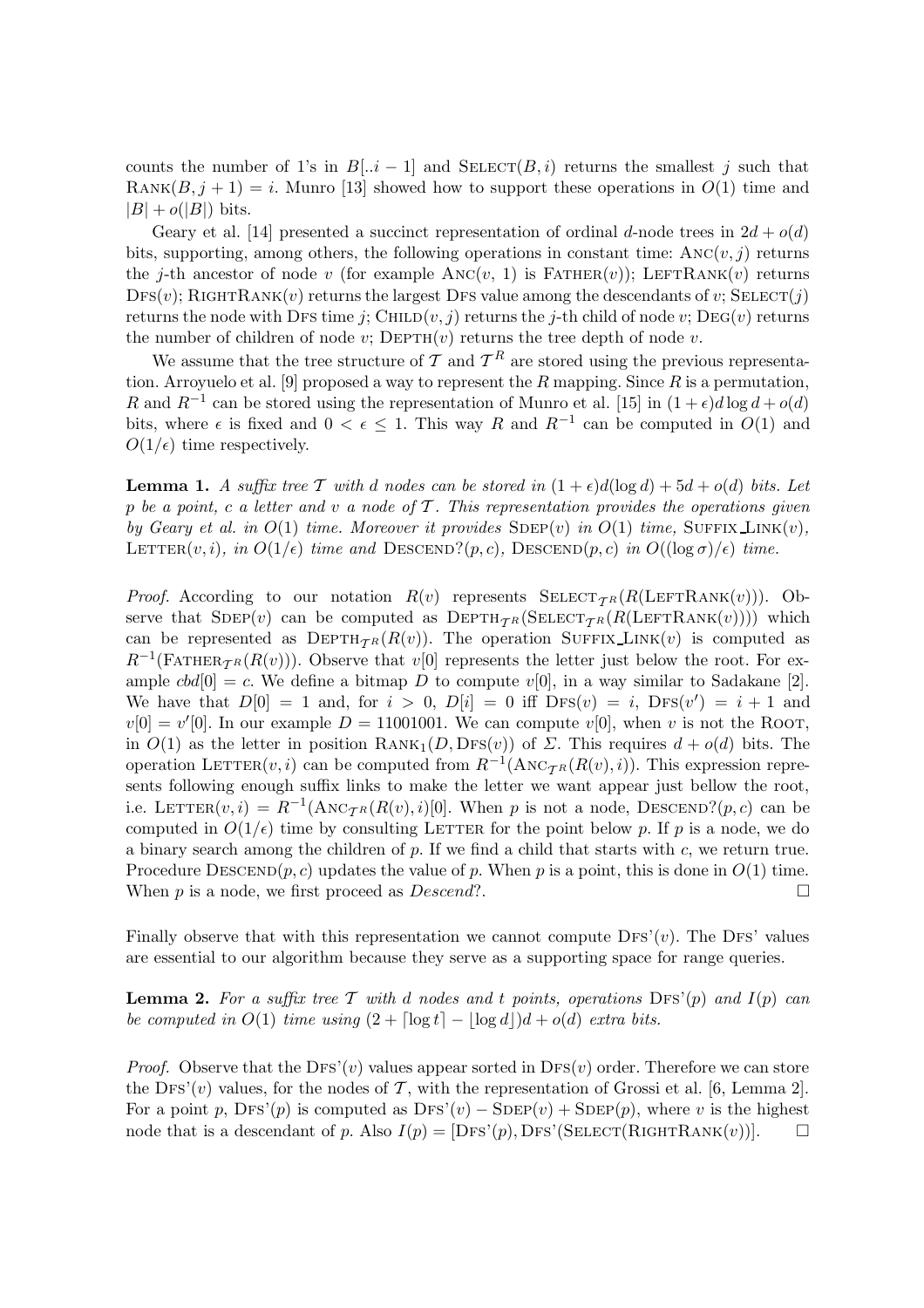counts the number of 1's in $B[..i-1]$ and $\text{SELECT}(B, i)$ returns the smallest $j$ such that $\text{RANK}(B, j+1) = i$. Munro [13] showed how to support these operations in $O(1)$ time and $|B| + o(|B|)$ bits.

Geary et al. [14] presented a succinct representation of ordinal $d$-node trees in $2d + o(d)$ bits, supporting, among others, the following operations in constant time: $\text{ANC}(v, j)$ returns the $j$-th ancestor of node $v$ (for example $\text{ANC}(v, 1)$ is $\text{FATHER}(v)$); $\text{LEFTRANK}(v)$ returns $\text{DFS}(v)$; $\text{RIGHTRANK}(v)$ returns the largest DFS value among the descendants of $v$; $\text{SELECT}(j)$ returns the node with DFS time $j$; $\text{CHILD}(v, j)$ returns the $j$-th child of node $v$; $\text{DEG}(v)$ returns the number of children of node $v$; $\text{DEPTH}(v)$ returns the tree depth of node $v$.

We assume that the tree structure of $\mathcal{T}$ and $\mathcal{T}^R$ are stored using the previous representation. Arroyuelo et al. [9] proposed a way to represent the $R$ mapping. Since $R$ is a permutation, $R$ and $R^{-1}$ can be stored using the representation of Munro et al. [15] in $(1+\epsilon)d \log d + o(d)$ bits, where $\epsilon$ is fixed and $0 < \epsilon \leq 1$. This way $R$ and $R^{-1}$ can be computed in $O(1)$ and $O(1/\epsilon)$ time respectively.

**Lemma 1.** *A suffix tree $\mathcal{T}$ with $d$ nodes can be stored in $(1+\epsilon)d(\log d) + 5d + o(d)$ bits. Let $p$ be a point, $c$ a letter and $v$ a node of $\mathcal{T}$. This representation provides the operations given by Geary et al. in $O(1)$ time. Moreover it provides* $\text{SDEP}(v)$ *in $O(1)$ time,* $\text{SUFFIX\_LINK}(v)$*,* $\text{LETTER}(v, i)$*, in $O(1/\epsilon)$ time and* $\text{DESCEND?}(p, c)$*,* $\text{DESCEND}(p, c)$ *in $O((\log \sigma)/\epsilon)$ time.*

*Proof.* According to our notation $R(v)$ represents $\text{SELECT}_{\mathcal{T}^R}(R(\text{LEFTRANK}(v)))$. Observe that $\text{SDEP}(v)$ can be computed as $\text{DEPTH}_{\mathcal{T}^R}(\text{SELECT}_{\mathcal{T}^R}(R(\text{LEFTRANK}(v))))$ which can be represented as $\text{DEPTH}_{\mathcal{T}^R}(R(v))$. The operation $\text{SUFFIX\_LINK}(v)$ is computed as $R^{-1}(\text{FATHER}_{\mathcal{T}^R}(R(v)))$. Observe that $v[0]$ represents the letter just below the root. For example $cbd[0] = c$. We define a bitmap $D$ to compute $v[0]$, in a way similar to Sadakane [2]. We have that $D[0] = 1$ and, for $i > 0$, $D[i] = 0$ iff $\text{DFS}(v) = i$, $\text{DFS}(v') = i+1$ and $v[0] = v'[0]$. In our example $D = 11001001$. We can compute $v[0]$, when $v$ is not the ROOT, in $O(1)$ as the letter in position $\text{RANK}_1(D, \text{DFS}(v))$ of $\Sigma$. This requires $d + o(d)$ bits. The operation $\text{LETTER}(v, i)$ can be computed from $R^{-1}(\text{ANC}_{\mathcal{T}^R}(R(v), i))$. This expression represents following enough suffix links to make the letter we want appear just bellow the root, i.e. $\text{LETTER}(v, i) = R^{-1}(\text{ANC}_{\mathcal{T}^R}(R(v), i)[0]$. When $p$ is not a node, $\text{DESCEND?}(p, c)$ can be computed in $O(1/\epsilon)$ time by consulting LETTER for the point below $p$. If $p$ is a node, we do a binary search among the children of $p$. If we find a child that starts with $c$, we return true. Procedure $\text{DESCEND}(p, c)$ updates the value of $p$. When $p$ is a point, this is done in $O(1)$ time. When $p$ is a node, we first proceed as *Descend?*. $\square$

Finally observe that with this representation we cannot compute $\text{DFS'}(v)$. The DFS' values are essential to our algorithm because they serve as a supporting space for range queries.

**Lemma 2.** *For a suffix tree $\mathcal{T}$ with $d$ nodes and $t$ points, operations* $\text{DFS'}(p)$ *and* $I(p)$ *can be computed in $O(1)$ time using $(2 + \lceil \log t \rceil - \lfloor \log d \rfloor)d + o(d)$ extra bits.*

*Proof.* Observe that the $\text{DFS'}(v)$ values appear sorted in $\text{DFS}(v)$ order. Therefore we can store the $\text{DFS'}(v)$ values, for the nodes of $\mathcal{T}$, with the representation of Grossi et al. [6, Lemma 2]. For a point $p$, $\text{DFS'}(p)$ is computed as $\text{DFS'}(v) - \text{SDEP}(v) + \text{SDEP}(p)$, where $v$ is the highest node that is a descendant of $p$. Also $I(p) = [\text{DFS'}(p), \text{DFS'}(\text{SELECT}(\text{RIGHTRANK}(v))]$. $\square$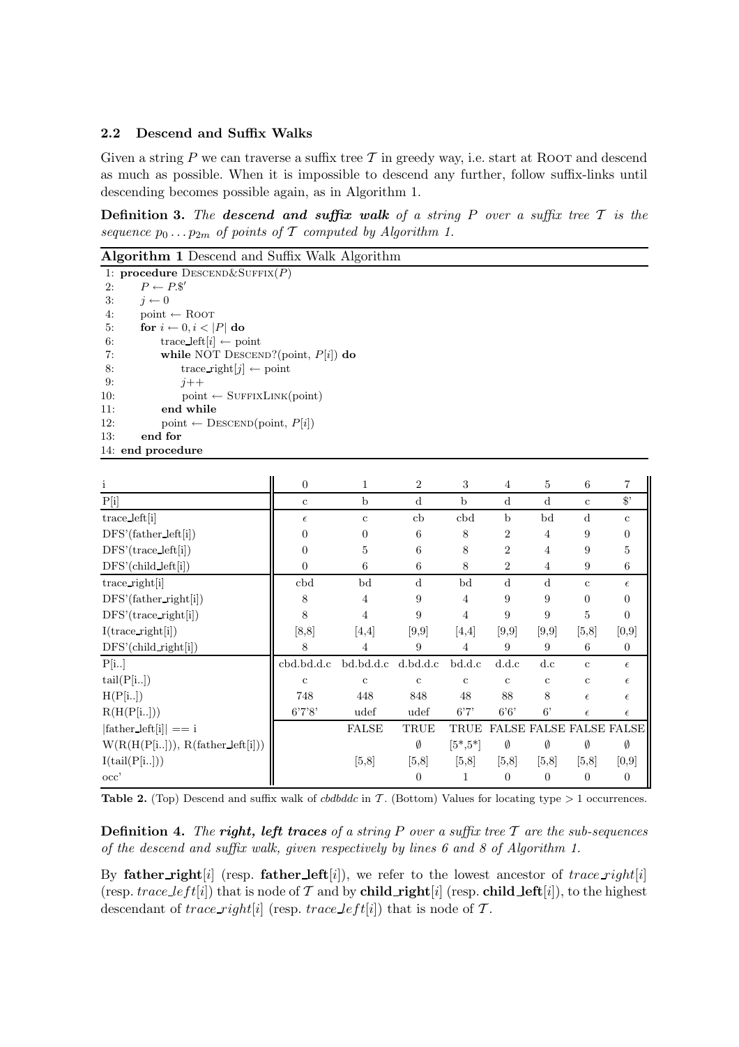### 2.2 Descend and Suffix Walks

Given a string $P$ we can traverse a suffix tree $\mathcal{T}$ in greedy way, i.e. start at ROOT and descend as much as possible. When it is impossible to descend any further, follow suffix-links until descending becomes possible again, as in Algorithm 1.

**Definition 3.** *The **descend and suffix walk** of a string $P$ over a suffix tree $\mathcal{T}$ is the sequence $p_0 \dots p_{2m}$ of points of $\mathcal{T}$ computed by Algorithm 1.*

**Algorithm 1** Descend and Suffix Walk Algorithm

```
 1: procedure DESCEND&SUFFIX(P)
 2:     P ← P.$'
 3:     j ← 0
 4:     point ← ROOT
 5:     for i ← 0, i < |P| do
 6:         trace_left[i] ← point
 7:         while NOT DESCEND?(point, P[i]) do
 8:             trace_right[j] ← point
 9:             j++
10:             point ← SUFFIXLINK(point)
11:         end while
12:         point ← DESCEND(point, P[i])
13:     end for
14: end procedure
```

| i | 0 | 1 | 2 | 3 | 4 | 5 | 6 | 7 |
|---|---|---|---|---|---|---|---|---|
| P[i] | c | b | d | b | d | d | c | $' |
| trace_left[i] | $\epsilon$ | c | cb | cbd | b | bd | d | c |
| DFS'(father_left[i]) | 0 | 0 | 6 | 8 | 2 | 4 | 9 | 0 |
| DFS'(trace_left[i]) | 0 | 5 | 6 | 8 | 2 | 4 | 9 | 5 |
| DFS'(child_left[i]) | 0 | 6 | 6 | 8 | 2 | 4 | 9 | 6 |
| trace_right[i] | cbd | bd | d | bd | d | d | c | $\epsilon$ |
| DFS'(father_right[i]) | 8 | 4 | 9 | 4 | 9 | 9 | 0 | 0 |
| DFS'(trace_right[i]) | 8 | 4 | 9 | 4 | 9 | 9 | 5 | 0 |
| I(trace_right[i]) | [8,8] | [4,4] | [9,9] | [4,4] | [9,9] | [9,9] | [5,8] | [0,9] |
| DFS'(child_right[i]) | 8 | 4 | 9 | 4 | 9 | 9 | 6 | 0 |
| P[i..] | cbd.bd.d.c | bd.bd.d.c | d.bd.d.c | bd.d.c | d.d.c | d.c | c | $\epsilon$ |
| tail(P[i..]) | c | c | c | c | c | c | c | $\epsilon$ |
| H(P[i..]) | 748 | 448 | 848 | 48 | 88 | 8 | $\epsilon$ | $\epsilon$ |
| R(H(P[i..])) | 6'7'8' | udef | udef | 6'7' | 6'6' | 6' | $\epsilon$ | $\epsilon$ |
| \|father_left[i]\| == i | | FALSE | TRUE | TRUE | FALSE | FALSE | FALSE | FALSE |
| W(R(H(P[i..])), R(father_left[i])) | | | $\emptyset$ | [5*,5*] | $\emptyset$ | $\emptyset$ | $\emptyset$ | $\emptyset$ |
| I(tail(P[i..])) | | [5,8] | [5,8] | [5,8] | [5,8] | [5,8] | [5,8] | [0,9] |
| occ' | | | 0 | 1 | 0 | 0 | 0 | 0 |

**Table 2.** (Top) Descend and suffix walk of *cbdbddc* in $\mathcal{T}$. (Bottom) Values for locating type $> 1$ occurrences.

**Definition 4.** *The **right, left traces** of a string $P$ over a suffix tree $\mathcal{T}$ are the sub-sequences of the descend and suffix walk, given respectively by lines 6 and 8 of Algorithm 1.*

By **father_right**[$i$] (resp. **father_left**[$i$]), we refer to the lowest ancestor of $trace\_right[i]$ (resp. $trace\_left[i]$) that is node of $\mathcal{T}$ and by **child_right**[$i$] (resp. **child_left**[$i$]), to the highest descendant of $trace\_right[i]$ (resp. $trace\_left[i]$) that is node of $\mathcal{T}$.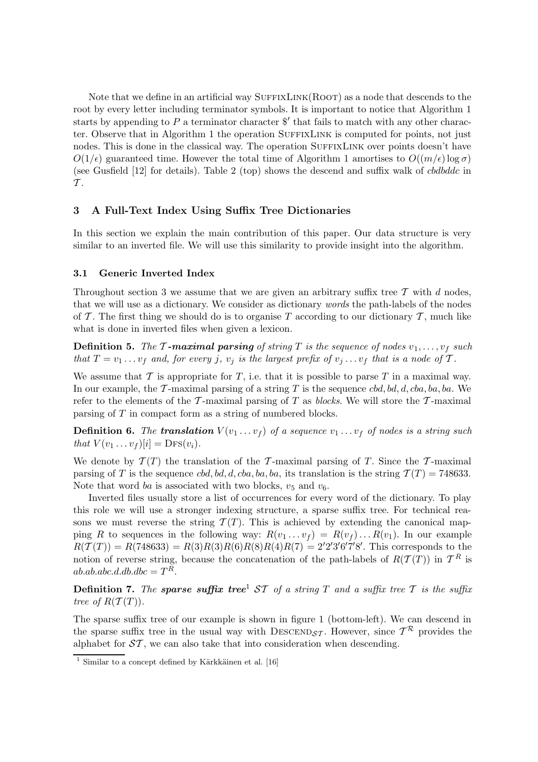Note that we define in an artificial way SuffixLink(Root) as a node that descends to the root by every letter including terminator symbols. It is important to notice that Algorithm 1 starts by appending to $P$ a terminator character $\$'$ that fails to match with any other character. Observe that in Algorithm 1 the operation SuffixLink is computed for points, not just nodes. This is done in the classical way. The operation SuffixLink over points doesn't have $O(1/\epsilon)$ guaranteed time. However the total time of Algorithm 1 amortises to $O((m/\epsilon)\log\sigma)$ (see Gusfield [12] for details). Table 2 (top) shows the descend and suffix walk of *cbdbddc* in $\mathcal{T}$.

## 3 A Full-Text Index Using Suffix Tree Dictionaries

In this section we explain the main contribution of this paper. Our data structure is very similar to an inverted file. We will use this similarity to provide insight into the algorithm.

### 3.1 Generic Inverted Index

Throughout section 3 we assume that we are given an arbitrary suffix tree $\mathcal{T}$ with $d$ nodes, that we will use as a dictionary. We consider as dictionary *words* the path-labels of the nodes of $\mathcal{T}$. The first thing we should do is to organise $T$ according to our dictionary $\mathcal{T}$, much like what is done in inverted files when given a lexicon.

**Definition 5.** *The* ***$\mathcal{T}$-maximal parsing*** *of string $T$ is the sequence of nodes $v_1, \ldots, v_f$ such that $T = v_1 \ldots v_f$ and, for every $j$, $v_j$ is the largest prefix of $v_j \ldots v_f$ that is a node of $\mathcal{T}$.*

We assume that $\mathcal{T}$ is appropriate for $T$, i.e. that it is possible to parse $T$ in a maximal way. In our example, the $\mathcal{T}$-maximal parsing of a string $T$ is the sequence $cbd, bd, d, cba, ba, ba$. We refer to the elements of the $\mathcal{T}$-maximal parsing of $T$ as *blocks*. We will store the $\mathcal{T}$-maximal parsing of $T$ in compact form as a string of numbered blocks.

**Definition 6.** *The* ***translation*** *$V(v_1 \ldots v_f)$ of a sequence $v_1 \ldots v_f$ of nodes is a string such that $V(v_1 \ldots v_f)[i] = \text{Dfs}(v_i)$.*

We denote by $\mathcal{T}(T)$ the translation of the $\mathcal{T}$-maximal parsing of $T$. Since the $\mathcal{T}$-maximal parsing of $T$ is the sequence $cbd, bd, d, cba, ba, ba$, its translation is the string $\mathcal{T}(T) = 748633$. Note that word $ba$ is associated with two blocks, $v_5$ and $v_6$.

Inverted files usually store a list of occurrences for every word of the dictionary. To play this role we will use a stronger indexing structure, a sparse suffix tree. For technical reasons we must reverse the string $\mathcal{T}(T)$. This is achieved by extending the canonical mapping $R$ to sequences in the following way: $R(v_1 \ldots v_f) = R(v_f) \ldots R(v_1)$. In our example $R(\mathcal{T}(T)) = R(748633) = R(3)R(3)R(6)R(8)R(4)R(7) = 2'2'3'6'7'8'$. This corresponds to the notion of reverse string, because the concatenation of the path-labels of $R(\mathcal{T}(T))$ in $\mathcal{T}^R$ is $ab.ab.abc.d.db.dbc = T^R$.

**Definition 7.** *The* ***sparse suffix tree***[1] *$\mathcal{ST}$ of a string $T$ and a suffix tree $\mathcal{T}$ is the suffix tree of $R(\mathcal{T}(T))$.*

The sparse suffix tree of our example is shown in figure 1 (bottom-left). We can descend in the sparse suffix tree in the usual way with $\text{Descend}_{\mathcal{ST}}$. However, since $\mathcal{T}^{\mathcal{R}}$ provides the alphabet for $\mathcal{ST}$, we can also take that into consideration when descending.

[1] Similar to a concept defined by Kärkkäinen et al. [16]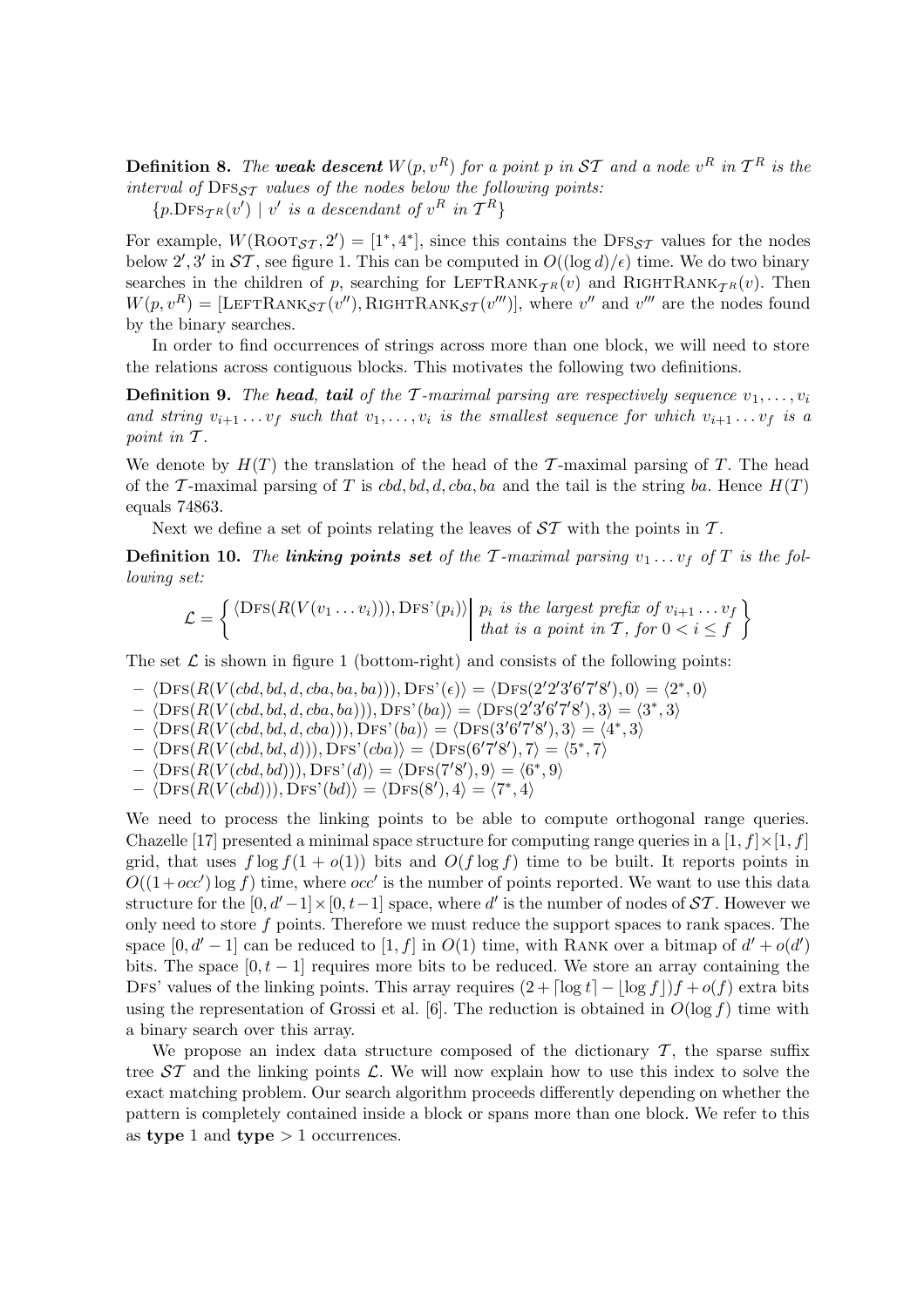**Definition 8.** *The **weak descent** $W(p, v^R)$ for a point $p$ in $\mathcal{ST}$ and a node $v^R$ in $\mathcal{T}^R$ is the interval of* $\text{DFS}_{\mathcal{ST}}$ *values of the nodes below the following points:*
$\{p.\text{DFS}_{\mathcal{T}^R}(v') \mid v' \text{ is a descendant of } v^R \text{ in } \mathcal{T}^R\}$

For example, $W(\text{ROOT}_{\mathcal{ST}}, 2') = [1^*, 4^*]$, since this contains the $\text{DFS}_{\mathcal{ST}}$ values for the nodes below $2', 3'$ in $\mathcal{ST}$, see figure 1. This can be computed in $O((\log d)/\epsilon)$ time. We do two binary searches in the children of $p$, searching for $\text{LEFTRANK}_{\mathcal{T}^R}(v)$ and $\text{RIGHTRANK}_{\mathcal{T}^R}(v)$. Then $W(p, v^R) = [\text{LEFTRANK}_{\mathcal{ST}}(v''), \text{RIGHTRANK}_{\mathcal{ST}}(v''')]$, where $v''$ and $v'''$ are the nodes found by the binary searches.

In order to find occurrences of strings across more than one block, we will need to store the relations across contiguous blocks. This motivates the following two definitions.

**Definition 9.** *The **head**, **tail** of the $\mathcal{T}$-maximal parsing are respectively sequence $v_1, \ldots, v_i$ and string $v_{i+1} \ldots v_f$ such that $v_1, \ldots, v_i$ is the smallest sequence for which $v_{i+1} \ldots v_f$ is a point in $\mathcal{T}$.*

We denote by $H(T)$ the translation of the head of the $\mathcal{T}$-maximal parsing of $T$. The head of the $\mathcal{T}$-maximal parsing of $T$ is $cbd, bd, d, cba, ba$ and the tail is the string $ba$. Hence $H(T)$ equals 74863.

Next we define a set of points relating the leaves of $\mathcal{ST}$ with the points in $\mathcal{T}$.

**Definition 10.** *The **linking points set** of the $\mathcal{T}$-maximal parsing $v_1 \ldots v_f$ of $T$ is the following set:*

$$\mathcal{L} = \left\{ \langle \text{DFS}(R(V(v_1 \ldots v_i))), \text{DFS'}(p_i) \rangle \,\middle|\, \begin{array}{l} p_i \text{ is the largest prefix of } v_{i+1} \ldots v_f \\ \text{that is a point in } \mathcal{T}, \text{ for } 0 < i \leq f \end{array} \right\}$$

The set $\mathcal{L}$ is shown in figure 1 (bottom-right) and consists of the following points:

- $\langle \text{DFS}(R(V(cbd, bd, d, cba, ba, ba))), \text{DFS'}(\epsilon) \rangle = \langle \text{DFS}(2'2'3'6'7'8'), 0 \rangle = \langle 2^*, 0 \rangle$
- $\langle \text{DFS}(R(V(cbd, bd, d, cba, ba))), \text{DFS'}(ba) \rangle = \langle \text{DFS}(2'3'6'7'8'), 3 \rangle = \langle 3^*, 3 \rangle$
- $\langle \text{DFS}(R(V(cbd, bd, d, cba))), \text{DFS'}(ba) \rangle = \langle \text{DFS}(3'6'7'8'), 3 \rangle = \langle 4^*, 3 \rangle$
- $\langle \text{DFS}(R(V(cbd, bd, d))), \text{DFS'}(cba) \rangle = \langle \text{DFS}(6'7'8'), 7 \rangle = \langle 5^*, 7 \rangle$
- $\langle \text{DFS}(R(V(cbd, bd))), \text{DFS'}(d) \rangle = \langle \text{DFS}(7'8'), 9 \rangle = \langle 6^*, 9 \rangle$
- $\langle \text{DFS}(R(V(cbd))), \text{DFS'}(bd) \rangle = \langle \text{DFS}(8'), 4 \rangle = \langle 7^*, 4 \rangle$

We need to process the linking points to be able to compute orthogonal range queries. Chazelle [17] presented a minimal space structure for computing range queries in a $[1, f] \times [1, f]$ grid, that uses $f \log f(1 + o(1))$ bits and $O(f \log f)$ time to be built. It reports points in $O((1+occ') \log f)$ time, where $occ'$ is the number of points reported. We want to use this data structure for the $[0, d'-1] \times [0, t-1]$ space, where $d'$ is the number of nodes of $\mathcal{ST}$. However we only need to store $f$ points. Therefore we must reduce the support spaces to rank spaces. The space $[0, d'-1]$ can be reduced to $[1, f]$ in $O(1)$ time, with RANK over a bitmap of $d' + o(d')$ bits. The space $[0, t-1]$ requires more bits to be reduced. We store an array containing the DFS' values of the linking points. This array requires $(2 + \lceil \log t \rceil - \lfloor \log f \rfloor) f + o(f)$ extra bits using the representation of Grossi et al. [6]. The reduction is obtained in $O(\log f)$ time with a binary search over this array.

We propose an index data structure composed of the dictionary $\mathcal{T}$, the sparse suffix tree $\mathcal{ST}$ and the linking points $\mathcal{L}$. We will now explain how to use this index to solve the exact matching problem. Our search algorithm proceeds differently depending on whether the pattern is completely contained inside a block or spans more than one block. We refer to this as **type** 1 and **type** $> 1$ occurrences.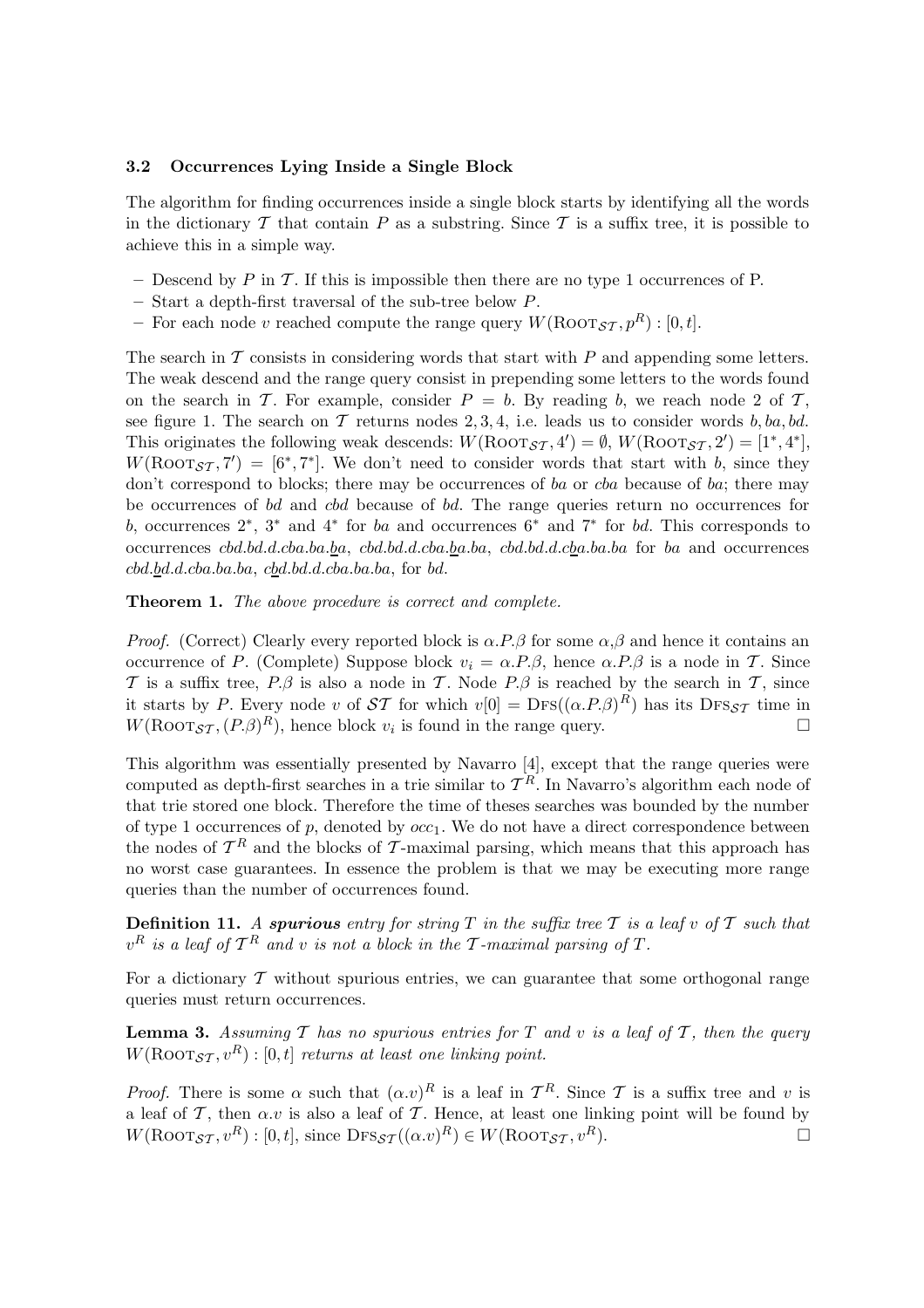### 3.2 Occurrences Lying Inside a Single Block

The algorithm for finding occurrences inside a single block starts by identifying all the words in the dictionary $\mathcal{T}$ that contain $P$ as a substring. Since $\mathcal{T}$ is a suffix tree, it is possible to achieve this in a simple way.

- Descend by $P$ in $\mathcal{T}$. If this is impossible then there are no type 1 occurrences of P.
- Start a depth-first traversal of the sub-tree below $P$.
- For each node $v$ reached compute the range query $W(\text{ROOT}_{\mathcal{ST}}, p^R) : [0, t]$.

The search in $\mathcal{T}$ consists in considering words that start with $P$ and appending some letters. The weak descend and the range query consist in prepending some letters to the words found on the search in $\mathcal{T}$. For example, consider $P = b$. By reading $b$, we reach node 2 of $\mathcal{T}$, see figure 1. The search on $\mathcal{T}$ returns nodes $2, 3, 4$, i.e. leads us to consider words $b, ba, bd$. This originates the following weak descends: $W(\text{ROOT}_{\mathcal{ST}}, 4') = \emptyset$, $W(\text{ROOT}_{\mathcal{ST}}, 2') = [1^*, 4^*]$, $W(\text{ROOT}_{\mathcal{ST}}, 7') = [6^*, 7^*]$. We don't need to consider words that start with $b$, since they don't correspond to blocks; there may be occurrences of $ba$ or $cba$ because of $ba$; there may be occurrences of $bd$ and $cbd$ because of $bd$. The range queries return no occurrences for $b$, occurrences $2^*$, $3^*$ and $4^*$ for $ba$ and occurrences $6^*$ and $7^*$ for $bd$. This corresponds to occurrences $cbd.bd.d.cba.ba.\underline{b}a$, $cbd.bd.d.cba.\underline{b}a.ba$, $cbd.bd.d.c\underline{b}a.ba.ba$ for $ba$ and occurrences $cbd.\underline{b}d.d.cba.ba.ba$, $c\underline{b}d.bd.d.cba.ba.ba$, for $bd$.

**Theorem 1.** *The above procedure is correct and complete.*

*Proof.* (Correct) Clearly every reported block is $\alpha.P.\beta$ for some $\alpha$,$\beta$ and hence it contains an occurrence of $P$. (Complete) Suppose block $v_i = \alpha.P.\beta$, hence $\alpha.P.\beta$ is a node in $\mathcal{T}$. Since $\mathcal{T}$ is a suffix tree, $P.\beta$ is also a node in $\mathcal{T}$. Node $P.\beta$ is reached by the search in $\mathcal{T}$, since it starts by $P$. Every node $v$ of $\mathcal{ST}$ for which $v[0] = \text{DFS}((\alpha.P.\beta)^R)$ has its $\text{DFS}_{\mathcal{ST}}$ time in $W(\text{ROOT}_{\mathcal{ST}}, (P.\beta)^R)$, hence block $v_i$ is found in the range query. □

This algorithm was essentially presented by Navarro [4], except that the range queries were computed as depth-first searches in a trie similar to $\mathcal{T}^R$. In Navarro's algorithm each node of that trie stored one block. Therefore the time of theses searches was bounded by the number of type 1 occurrences of $p$, denoted by $occ_1$. We do not have a direct correspondence between the nodes of $\mathcal{T}^R$ and the blocks of $\mathcal{T}$-maximal parsing, which means that this approach has no worst case guarantees. In essence the problem is that we may be executing more range queries than the number of occurrences found.

**Definition 11.** *A **spurious** entry for string $T$ in the suffix tree $\mathcal{T}$ is a leaf $v$ of $\mathcal{T}$ such that $v^R$ is a leaf of $\mathcal{T}^R$ and $v$ is not a block in the $\mathcal{T}$-maximal parsing of $T$.*

For a dictionary $\mathcal{T}$ without spurious entries, we can guarantee that some orthogonal range queries must return occurrences.

**Lemma 3.** *Assuming $\mathcal{T}$ has no spurious entries for $T$ and $v$ is a leaf of $\mathcal{T}$, then the query $W(\text{ROOT}_{\mathcal{ST}}, v^R) : [0, t]$ returns at least one linking point.*

*Proof.* There is some $\alpha$ such that $(\alpha.v)^R$ is a leaf in $\mathcal{T}^R$. Since $\mathcal{T}$ is a suffix tree and $v$ is a leaf of $\mathcal{T}$, then $\alpha.v$ is also a leaf of $\mathcal{T}$. Hence, at least one linking point will be found by $W(\text{ROOT}_{\mathcal{ST}}, v^R) : [0, t]$, since $\text{DFS}_{\mathcal{ST}}((\alpha.v)^R) \in W(\text{ROOT}_{\mathcal{ST}}, v^R)$. □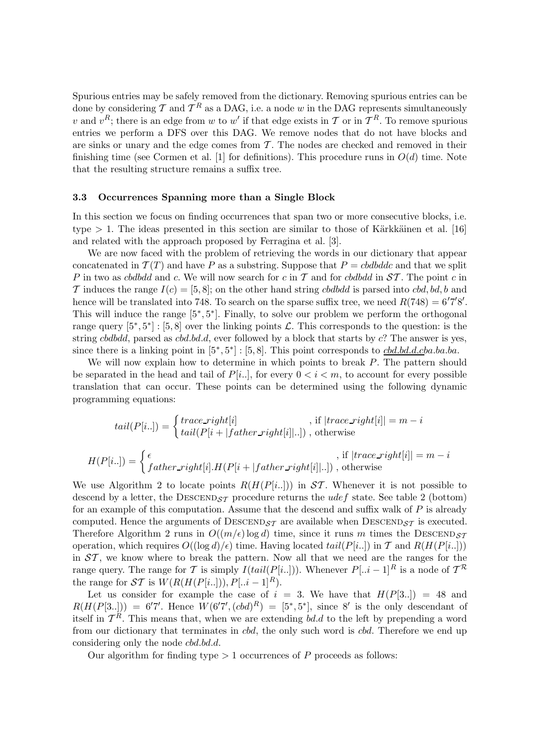Spurious entries may be safely removed from the dictionary. Removing spurious entries can be done by considering $\mathcal{T}$ and $\mathcal{T}^R$ as a DAG, i.e. a node $w$ in the DAG represents simultaneously $v$ and $v^R$; there is an edge from $w$ to $w'$ if that edge exists in $\mathcal{T}$ or in $\mathcal{T}^R$. To remove spurious entries we perform a DFS over this DAG. We remove nodes that do not have blocks and are sinks or unary and the edge comes from $\mathcal{T}$. The nodes are checked and removed in their finishing time (see Cormen et al. [1] for definitions). This procedure runs in $O(d)$ time. Note that the resulting structure remains a suffix tree.

### 3.3 Occurrences Spanning more than a Single Block

In this section we focus on finding occurrences that span two or more consecutive blocks, i.e. type $> 1$. The ideas presented in this section are similar to those of Kärkkäinen et al. [16] and related with the approach proposed by Ferragina et al. [3].

We are now faced with the problem of retrieving the words in our dictionary that appear concatenated in $\mathcal{T}(T)$ and have $P$ as a substring. Suppose that $P = cbdbddc$ and that we split $P$ in two as $cbdbdd$ and $c$. We will now search for $c$ in $\mathcal{T}$ and for $cbdbdd$ in $\mathcal{ST}$. The point $c$ in $\mathcal{T}$ induces the range $I(c) = [5, 8]$; on the other hand string $cbdbdd$ is parsed into $cbd, bd, b$ and hence will be translated into 748. To search on the sparse suffix tree, we need $R(748) = 6'7'8'$. This will induce the range $[5^*, 5^*]$. Finally, to solve our problem we perform the orthogonal range query $[5^*, 5^*] : [5, 8]$ over the linking points $\mathcal{L}$. This corresponds to the question: is the string $cbdbdd$, parsed as $cbd.bd.d$, ever followed by a block that starts by $c$? The answer is yes, since there is a linking point in $[5^*, 5^*] : [5, 8]$. This point corresponds to $\underline{cbd.bd.d.c}ba.ba.ba$.

We will now explain how to determine in which points to break $P$. The pattern should be separated in the head and tail of $P[i..]$, for every $0 < i < m$, to account for every possible translation that can occur. These points can be determined using the following dynamic programming equations:

$$tail(P[i..]) = \begin{cases} trace\_right[i] & \text{, if } |trace\_right[i]| = m - i \\ tail(P[i + |father\_right[i]|..]) & \text{, otherwise} \end{cases}$$

$$H(P[i..]) = \begin{cases} \epsilon & \text{, if } |trace\_right[i]| = m - i \\ father\_right[i].H(P[i + |father\_right[i]|..]) & \text{, otherwise} \end{cases}$$

We use Algorithm 2 to locate points $R(H(P[i..]))$ in $\mathcal{ST}$. Whenever it is not possible to descend by a letter, the $\text{DESCEND}_{\mathcal{ST}}$ procedure returns the $udef$ state. See table 2 (bottom) for an example of this computation. Assume that the descend and suffix walk of $P$ is already computed. Hence the arguments of $\text{DESCEND}_{\mathcal{ST}}$ are available when $\text{DESCEND}_{\mathcal{ST}}$ is executed. Therefore Algorithm 2 runs in $O((m/\epsilon) \log d)$ time, since it runs $m$ times the $\text{DESCEND}_{\mathcal{ST}}$ operation, which requires $O((\log d)/\epsilon)$ time. Having located $tail(P[i..])$ in $\mathcal{T}$ and $R(H(P[i..]))$ in $\mathcal{ST}$, we know where to break the pattern. Now all that we need are the ranges for the range query. The range for $\mathcal{T}$ is simply $I(tail(P[i..]))$. Whenever $P[..i-1]^R$ is a node of $\mathcal{T}^{\mathcal{R}}$ the range for $\mathcal{ST}$ is $W(R(H(P[i..])), P[..i-1]^R)$.

Let us consider for example the case of $i = 3$. We have that $H(P[3..]) = 48$ and $R(H(P[3..])) = 6'7'$. Hence $W(6'7', (cbd)^R) = [5^*, 5^*]$, since $8'$ is the only descendant of itself in $\mathcal{T}^R$. This means that, when we are extending $bd.d$ to the left by prepending a word from our dictionary that terminates in $cbd$, the only such word is $cbd$. Therefore we end up considering only the node $cbd.bd.d$.

Our algorithm for finding type $> 1$ occurrences of $P$ proceeds as follows: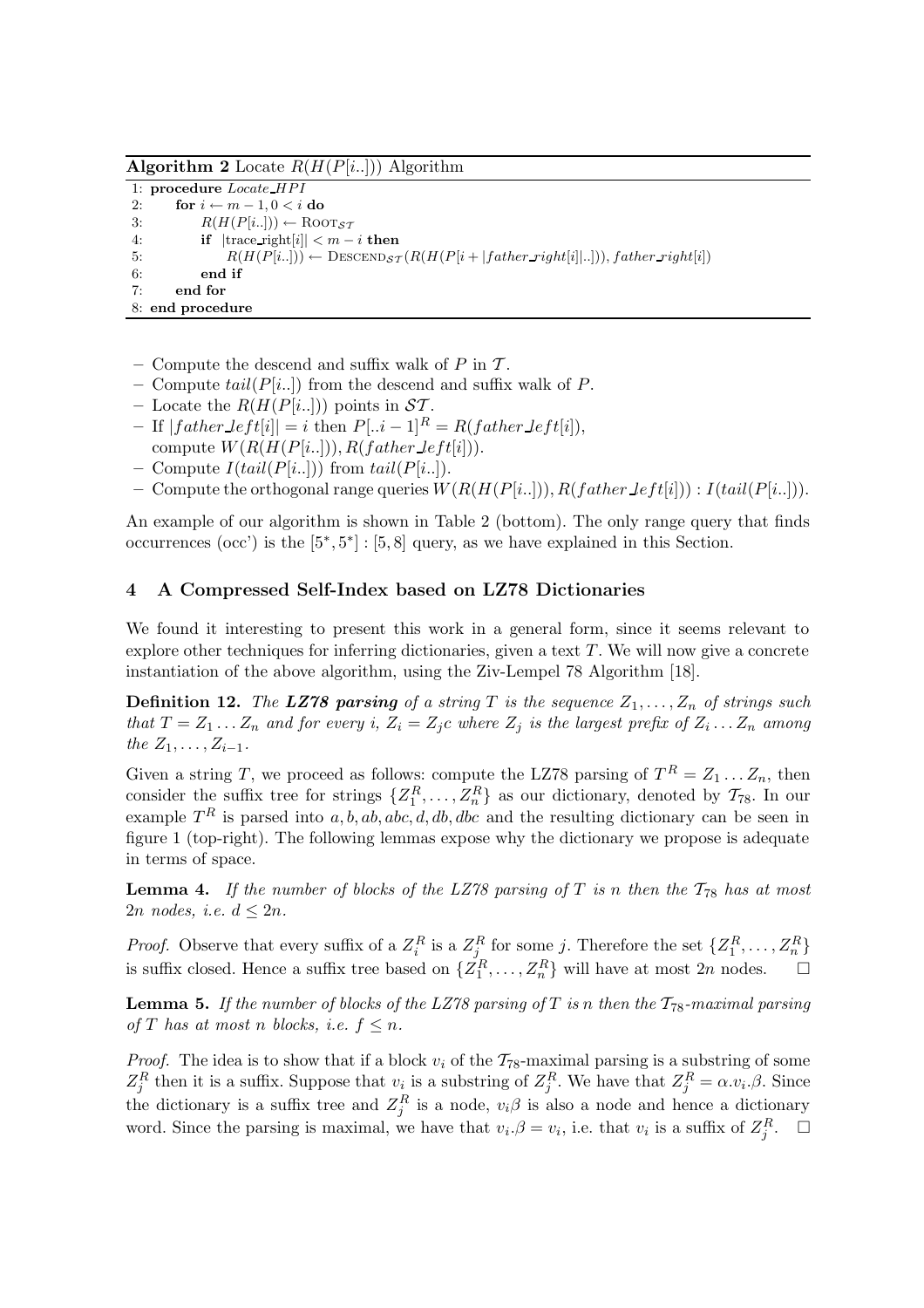**Algorithm 2** Locate $R(H(P[i..]))$ Algorithm

```
1: procedure Locate_HPI
2:     for i ← m − 1, 0 < i do
3:         R(H(P[i..])) ← Root_ST
4:         if |trace_right[i]| < m − i then
5:             R(H(P[i..])) ← Descend_ST(R(H(P[i + |father_right[i]|..])), father_right[i])
6:         end if
7:     end for
8: end procedure
```

– Compute the descend and suffix walk of $P$ in $\mathcal{T}$.
– Compute $tail(P[i..])$ from the descend and suffix walk of $P$.
– Locate the $R(H(P[i..]))$ points in $\mathcal{ST}$.
– If $|father\_left[i]| = i$ then $P[..i-1]^R = R(father\_left[i])$, compute $W(R(H(P[i..])), R(father\_left[i]))$.
– Compute $I(tail(P[i..]))$ from $tail(P[i..])$.
– Compute the orthogonal range queries $W(R(H(P[i..])), R(father\_left[i])) : I(tail(P[i..]))$.

An example of our algorithm is shown in Table 2 (bottom). The only range query that finds occurrences (occ') is the $[5^*, 5^*] : [5, 8]$ query, as we have explained in this Section.

## 4 A Compressed Self-Index based on LZ78 Dictionaries

We found it interesting to present this work in a general form, since it seems relevant to explore other techniques for inferring dictionaries, given a text $T$. We will now give a concrete instantiation of the above algorithm, using the Ziv-Lempel 78 Algorithm [18].

**Definition 12.** *The **LZ78 parsing** of a string $T$ is the sequence $Z_1, \ldots, Z_n$ of strings such that $T = Z_1 \ldots Z_n$ and for every $i$, $Z_i = Z_j c$ where $Z_j$ is the largest prefix of $Z_i \ldots Z_n$ among the $Z_1, \ldots, Z_{i-1}$.*

Given a string $T$, we proceed as follows: compute the LZ78 parsing of $T^R = Z_1 \ldots Z_n$, then consider the suffix tree for strings $\{Z_1^R, \ldots, Z_n^R\}$ as our dictionary, denoted by $\mathcal{T}_{78}$. In our example $T^R$ is parsed into $a, b, ab, abc, d, db, dbc$ and the resulting dictionary can be seen in figure 1 (top-right). The following lemmas expose why the dictionary we propose is adequate in terms of space.

**Lemma 4.** *If the number of blocks of the LZ78 parsing of $T$ is $n$ then the $\mathcal{T}_{78}$ has at most $2n$ nodes, i.e. $d \leq 2n$.*

*Proof.* Observe that every suffix of a $Z_i^R$ is a $Z_j^R$ for some $j$. Therefore the set $\{Z_1^R, \ldots, Z_n^R\}$ is suffix closed. Hence a suffix tree based on $\{Z_1^R, \ldots, Z_n^R\}$ will have at most $2n$ nodes. □

**Lemma 5.** *If the number of blocks of the LZ78 parsing of $T$ is $n$ then the $\mathcal{T}_{78}$-maximal parsing of $T$ has at most $n$ blocks, i.e. $f \leq n$.*

*Proof.* The idea is to show that if a block $v_i$ of the $\mathcal{T}_{78}$-maximal parsing is a substring of some $Z_j^R$ then it is a suffix. Suppose that $v_i$ is a substring of $Z_j^R$. We have that $Z_j^R = \alpha.v_i.\beta$. Since the dictionary is a suffix tree and $Z_j^R$ is a node, $v_i\beta$ is also a node and hence a dictionary word. Since the parsing is maximal, we have that $v_i.\beta = v_i$, i.e. that $v_i$ is a suffix of $Z_j^R$. □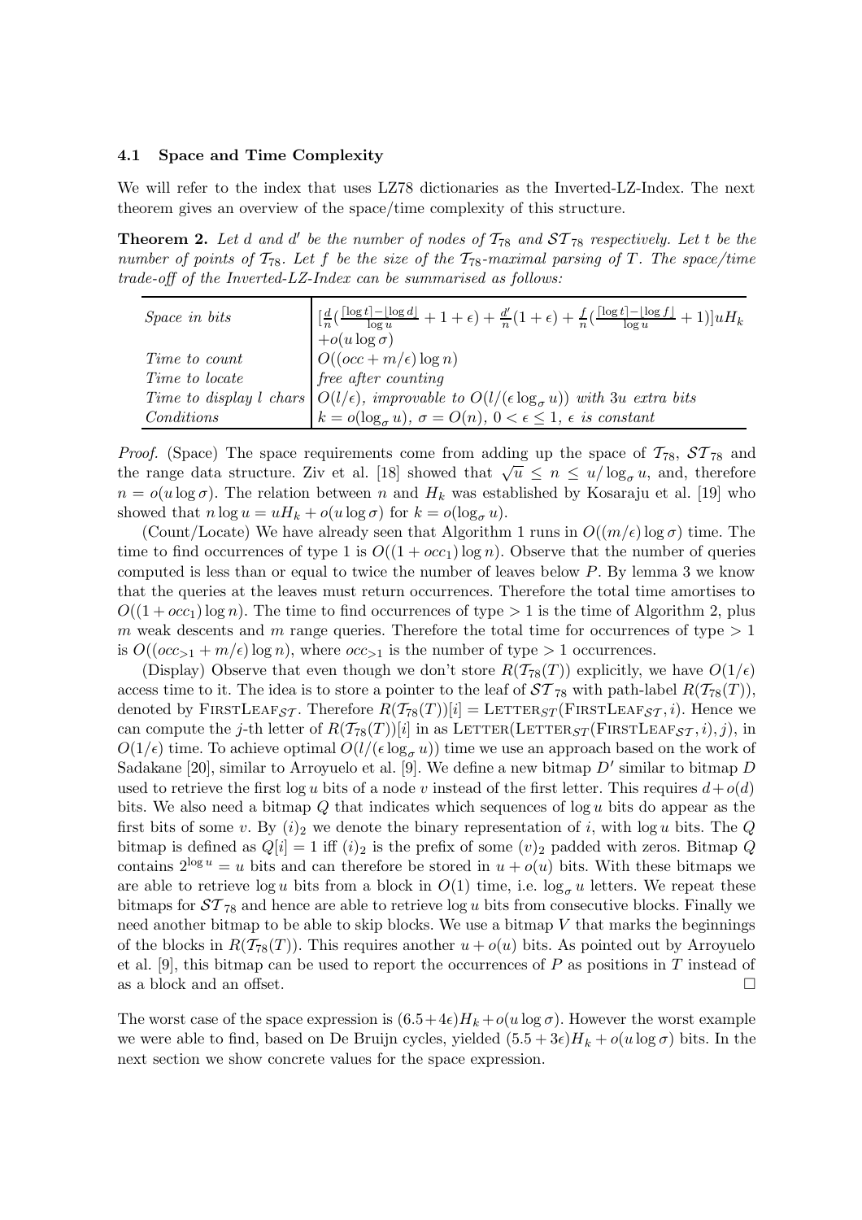### 4.1 Space and Time Complexity

We will refer to the index that uses LZ78 dictionaries as the Inverted-LZ-Index. The next theorem gives an overview of the space/time complexity of this structure.

**Theorem 2.** *Let $d$ and $d'$ be the number of nodes of $\mathcal{T}_{78}$ and $\mathcal{ST}_{78}$ respectively. Let $t$ be the number of points of $\mathcal{T}_{78}$. Let $f$ be the size of the $\mathcal{T}_{78}$-maximal parsing of $T$. The space/time trade-off of the Inverted-LZ-Index can be summarised as follows:*

| | |
|---|---|
| *Space in bits* | $[\frac{d}{n}(\frac{\lceil \log t \rceil - \lfloor \log d \rfloor}{\log u} + 1 + \epsilon) + \frac{d'}{n}(1+\epsilon) + \frac{f}{n}(\frac{\lceil \log t \rceil - \lfloor \log f \rfloor}{\log u} + 1)]uH_k$ $+o(u \log \sigma)$ |
| *Time to count* | $O((occ + m/\epsilon)\log n)$ |
| *Time to locate* | *free after counting* |
| *Time to display $l$ chars* | $O(l/\epsilon)$, *improvable to* $O(l/(\epsilon \log_\sigma u))$ *with* $3u$ *extra bits* |
| *Conditions* | $k = o(\log_\sigma u)$, $\sigma = O(n)$, $0 < \epsilon \leq 1$, $\epsilon$ *is constant* |

*Proof.* (Space) The space requirements come from adding up the space of $\mathcal{T}_{78}$, $\mathcal{ST}_{78}$ and the range data structure. Ziv et al. [18] showed that $\sqrt{u} \leq n \leq u/\log_\sigma u$, and, therefore $n = o(u \log \sigma)$. The relation between $n$ and $H_k$ was established by Kosaraju et al. [19] who showed that $n \log u = uH_k + o(u \log \sigma)$ for $k = o(\log_\sigma u)$.

(Count/Locate) We have already seen that Algorithm 1 runs in $O((m/\epsilon)\log \sigma)$ time. The time to find occurrences of type 1 is $O((1 + occ_1)\log n)$. Observe that the number of queries computed is less than or equal to twice the number of leaves below $P$. By lemma 3 we know that the queries at the leaves must return occurrences. Therefore the total time amortises to $O((1 + occ_1)\log n)$. The time to find occurrences of type $> 1$ is the time of Algorithm 2, plus $m$ weak descents and $m$ range queries. Therefore the total time for occurrences of type $> 1$ is $O((occ_{>1} + m/\epsilon)\log n)$, where $occ_{>1}$ is the number of type $> 1$ occurrences.

(Display) Observe that even though we don't store $R(\mathcal{T}_{78}(T))$ explicitly, we have $O(1/\epsilon)$ access time to it. The idea is to store a pointer to the leaf of $\mathcal{ST}_{78}$ with path-label $R(\mathcal{T}_{78}(T))$, denoted by $\text{FIRSTLEAF}_{\mathcal{ST}}$. Therefore $R(\mathcal{T}_{78}(T))[i] = \text{LETTER}_{ST}(\text{FIRSTLEAF}_{\mathcal{ST}}, i)$. Hence we can compute the $j$-th letter of $R(\mathcal{T}_{78}(T))[i]$ in as $\text{LETTER}(\text{LETTER}_{ST}(\text{FIRSTLEAF}_{\mathcal{ST}}, i), j)$, in $O(1/\epsilon)$ time. To achieve optimal $O(l/(\epsilon \log_\sigma u))$ time we use an approach based on the work of Sadakane [20], similar to Arroyuelo et al. [9]. We define a new bitmap $D'$ similar to bitmap $D$ used to retrieve the first $\log u$ bits of a node $v$ instead of the first letter. This requires $d + o(d)$ bits. We also need a bitmap $Q$ that indicates which sequences of $\log u$ bits do appear as the first bits of some $v$. By $(i)_2$ we denote the binary representation of $i$, with $\log u$ bits. The $Q$ bitmap is defined as $Q[i] = 1$ iff $(i)_2$ is the prefix of some $(v)_2$ padded with zeros. Bitmap $Q$ contains $2^{\log u} = u$ bits and can therefore be stored in $u + o(u)$ bits. With these bitmaps we are able to retrieve $\log u$ bits from a block in $O(1)$ time, i.e. $\log_\sigma u$ letters. We repeat these bitmaps for $\mathcal{ST}_{78}$ and hence are able to retrieve $\log u$ bits from consecutive blocks. Finally we need another bitmap to be able to skip blocks. We use a bitmap $V$ that marks the beginnings of the blocks in $R(\mathcal{T}_{78}(T))$. This requires another $u + o(u)$ bits. As pointed out by Arroyuelo et al. [9], this bitmap can be used to report the occurrences of $P$ as positions in $T$ instead of as a block and an offset. □

The worst case of the space expression is $(6.5 + 4\epsilon)H_k + o(u \log \sigma)$. However the worst example we were able to find, based on De Bruijn cycles, yielded $(5.5 + 3\epsilon)H_k + o(u \log \sigma)$ bits. In the next section we show concrete values for the space expression.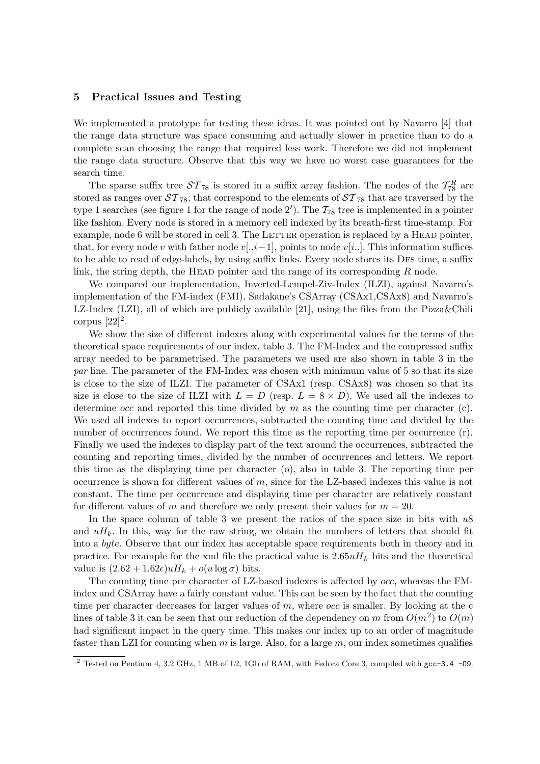## 5 Practical Issues and Testing

We implemented a prototype for testing these ideas. It was pointed out by Navarro [4] that the range data structure was space consuming and actually slower in practice than to do a complete scan choosing the range that required less work. Therefore we did not implement the range data structure. Observe that this way we have no worst case guarantees for the search time.

The sparse suffix tree $\mathcal{ST}_{78}$ is stored in a suffix array fashion. The nodes of the $\mathcal{T}_{78}^R$ are stored as ranges over $\mathcal{ST}_{78}$, that correspond to the elements of $\mathcal{ST}_{78}$ that are traversed by the type 1 searches (see figure 1 for the range of node $2'$). The $\mathcal{T}_{78}$ tree is implemented in a pointer like fashion. Every node is stored in a memory cell indexed by its breath-first time-stamp. For example, node 6 will be stored in cell 3. The LETTER operation is replaced by a HEAD pointer, that, for every node $v$ with father node $v[..i-1]$, points to node $v[i..]$. This information suffices to be able to read of edge-labels, by using suffix links. Every node stores its DFS time, a suffix link, the string depth, the HEAD pointer and the range of its corresponding $R$ node.

We compared our implementation, Inverted-Lempel-Ziv-Index (ILZI), against Navarro's implementation of the FM-index (FMI), Sadakane's CSArray (CSAx1,CSAx8) and Navarro's LZ-Index (LZI), all of which are publicly available [21], using the files from the Pizza&Chili corpus [22][2].

We show the size of different indexes along with experimental values for the terms of the theoretical space requirements of our index, table 3. The FM-Index and the compressed suffix array needed to be parametrised. The parameters we used are also shown in table 3 in the *par* line. The parameter of the FM-Index was chosen with minimum value of 5 so that its size is close to the size of ILZI. The parameter of CSAx1 (resp. CSAx8) was chosen so that its size is close to the size of ILZI with $L = D$ (resp. $L = 8 \times D$). We used all the indexes to determine *occ* and reported this time divided by $m$ as the counting time per character (c). We used all indexes to report occurrences, subtracted the counting time and divided by the number of occurrences found. We report this time as the reporting time per occurrence (r). Finally we used the indexes to display part of the text around the occurrences, subtracted the counting and reporting times, divided by the number of occurrences and letters. We report this time as the displaying time per character (o), also in table 3. The reporting time per occurrence is shown for different values of $m$, since for the LZ-based indexes this value is not constant. The time per occurrence and displaying time per character are relatively constant for different values of $m$ and therefore we only present their values for $m = 20$.

In the space column of table 3 we present the ratios of the space size in bits with $u8$ and $uH_k$. In this, way for the raw string, we obtain the numbers of letters that should fit into a *byte*. Observe that our index has acceptable space requirements both in theory and in practice. For example for the xml file the practical value is $2.65uH_k$ bits and the theoretical value is $(2.62 + 1.62\epsilon)uH_k + o(u \log \sigma)$ bits.

The counting time per character of LZ-based indexes is affected by *occ*, whereas the FM-index and CSArray have a fairly constant value. This can be seen by the fact that the counting time per character decreases for larger values of $m$, where *occ* is smaller. By looking at the c lines of table 3 it can be seen that our reduction of the dependency on $m$ from $O(m^2)$ to $O(m)$ had significant impact in the query time. This makes our index up to an order of magnitude faster than LZI for counting when $m$ is large. Also, for a large $m$, our index sometimes qualifies

---

[2] Tested on Pentium 4, 3.2 GHz, 1 MB of L2, 1Gb of RAM, with Fedora Core 3, compiled with `gcc-3.4 -O9`.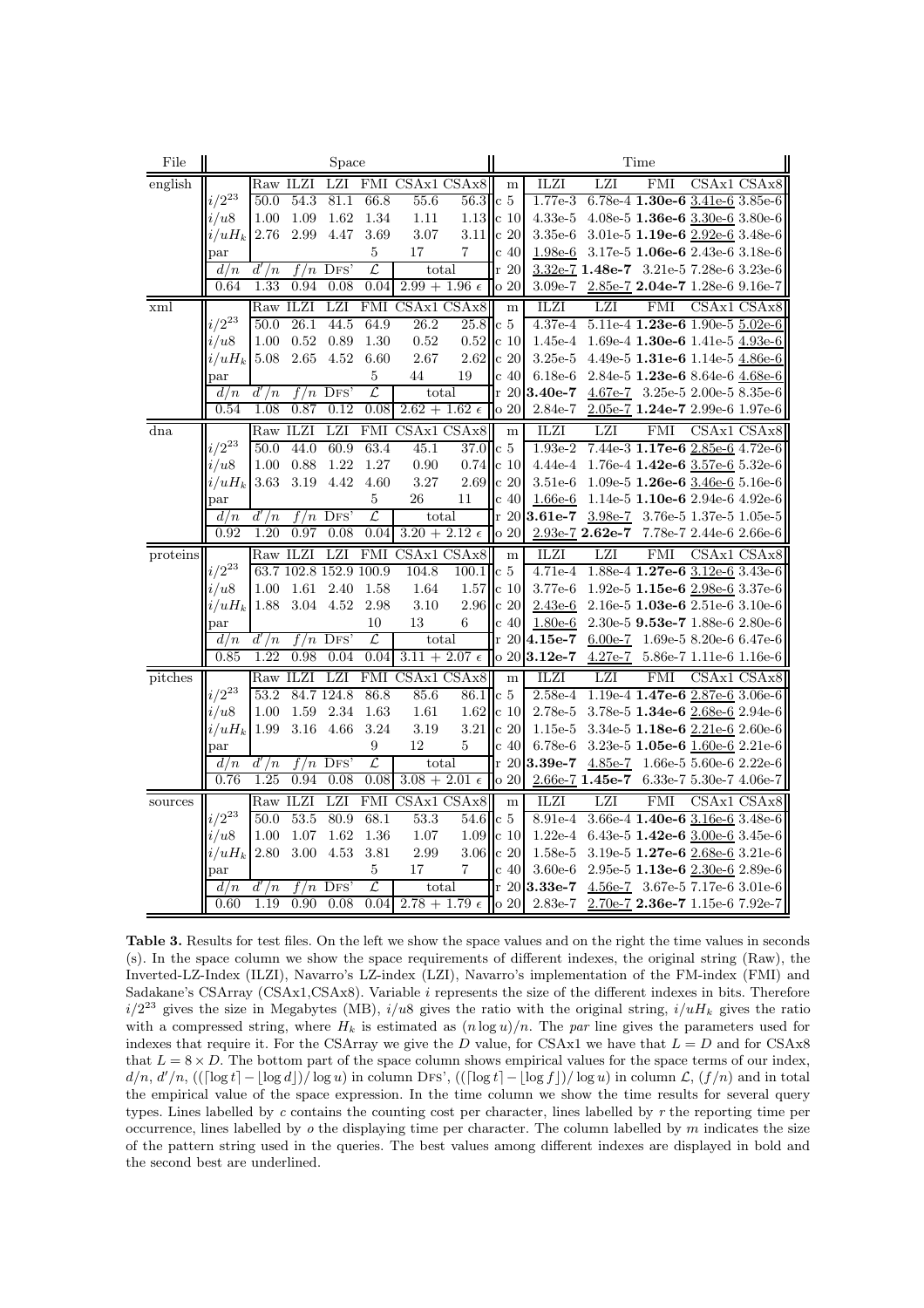| File | Space | | | | | | | Time | | | | | |
|---|---|---|---|---|---|---|---|---|---|---|---|---|---|
| english | | Raw | ILZI | LZI | FMI | CSAx1 | CSAx8 | m | ILZI | LZI | FMI | CSAx1 | CSAx8 |
| | $i/2^{23}$ | 50.0 | 54.3 | 81.1 | 66.8 | 55.6 | 56.3 | c 5 | 1.77e-3 | 6.78e-4 | **1.30e-6** | <u>3.41e-6</u> | 3.85e-6 |
| | $i/u8$ | 1.00 | 1.09 | 1.62 | 1.34 | 1.11 | 1.13 | c 10 | 4.33e-5 | 4.08e-5 | **1.36e-6** | <u>3.30e-6</u> | 3.80e-6 |
| | $i/uH_k$ | 2.76 | 2.99 | 4.47 | 3.69 | 3.07 | 3.11 | c 20 | 3.35e-6 | 3.01e-5 | **1.19e-6** | <u>2.92e-6</u> | 3.48e-6 |
| | par | | | | 5 | 17 | 7 | c 40 | <u>1.98e-6</u> | 3.17e-5 | **1.06e-6** | 2.43e-6 | 3.18e-6 |
| | $d/n$ | $d'/n$ | $f/n$ | DFS' | $\mathcal{L}$ | total | | r 20 | <u>3.32e-7</u> | **1.48e-7** | 3.21e-5 | 7.28e-6 | 3.23e-6 |
| | 0.64 | 1.33 | 0.94 | 0.08 | 0.04 | $2.99 + 1.96\ \epsilon$ | | o 20 | 3.09e-7 | <u>2.85e-7</u> | **2.04e-7** | 1.28e-6 | 9.16e-7 |
| xml | | Raw | ILZI | LZI | FMI | CSAx1 | CSAx8 | m | ILZI | LZI | FMI | CSAx1 | CSAx8 |
| | $i/2^{23}$ | 50.0 | 26.1 | 44.5 | 64.9 | 26.2 | 25.8 | c 5 | 4.37e-4 | 5.11e-4 | **1.23e-6** | 1.90e-5 | <u>5.02e-6</u> |
| | $i/u8$ | 1.00 | 0.52 | 0.89 | 1.30 | 0.52 | 0.52 | c 10 | 1.45e-4 | 1.69e-4 | **1.30e-6** | 1.41e-5 | <u>4.93e-6</u> |
| | $i/uH_k$ | 5.08 | 2.65 | 4.52 | 6.60 | 2.67 | 2.62 | c 20 | 3.25e-5 | 4.49e-5 | **1.31e-6** | 1.14e-5 | <u>4.86e-6</u> |
| | par | | | | 5 | 44 | 19 | c 40 | 6.18e-6 | 2.84e-5 | **1.23e-6** | 8.64e-6 | <u>4.68e-6</u> |
| | $d/n$ | $d'/n$ | $f/n$ | DFS' | $\mathcal{L}$ | total | | r 20 | **3.40e-7** | <u>4.67e-7</u> | 3.25e-5 | 2.00e-5 | 8.35e-6 |
| | 0.54 | 1.08 | 0.87 | 0.12 | 0.08 | $2.62 + 1.62\ \epsilon$ | | o 20 | 2.84e-7 | <u>2.05e-7</u> | **1.24e-7** | 2.99e-6 | 1.97e-6 |
| dna | | Raw | ILZI | LZI | FMI | CSAx1 | CSAx8 | m | ILZI | LZI | FMI | CSAx1 | CSAx8 |
| | $i/2^{23}$ | 50.0 | 44.0 | 60.9 | 63.4 | 45.1 | 37.0 | c 5 | 1.93e-2 | 7.44e-3 | **1.17e-6** | <u>2.85e-6</u> | 4.72e-6 |
| | $i/u8$ | 1.00 | 0.88 | 1.22 | 1.27 | 0.90 | 0.74 | c 10 | 4.44e-4 | 1.76e-4 | **1.42e-6** | <u>3.57e-6</u> | 5.32e-6 |
| | $i/uH_k$ | 3.63 | 3.19 | 4.42 | 4.60 | 3.27 | 2.69 | c 20 | 3.51e-6 | 1.09e-5 | **1.26e-6** | <u>3.46e-6</u> | 5.16e-6 |
| | par | | | | 5 | 26 | 11 | c 40 | <u>1.66e-6</u> | 1.14e-5 | **1.10e-6** | 2.94e-6 | 4.92e-6 |
| | $d/n$ | $d'/n$ | $f/n$ | DFS' | $\mathcal{L}$ | total | | r 20 | **3.61e-7** | <u>3.98e-7</u> | 3.76e-5 | 1.37e-5 | 1.05e-5 |
| | 0.92 | 1.20 | 0.97 | 0.08 | 0.04 | $3.20 + 2.12\ \epsilon$ | | o 20 | <u>2.93e-7</u> | **2.62e-7** | 7.78e-7 | 2.44e-6 | 2.66e-6 |
| proteins | | Raw | ILZI | LZI | FMI | CSAx1 | CSAx8 | m | ILZI | LZI | FMI | CSAx1 | CSAx8 |
| | $i/2^{23}$ | 63.7 | 102.8 | 152.9 | 100.9 | 104.8 | 100.1 | c 5 | 4.71e-4 | 1.88e-4 | **1.27e-6** | <u>3.12e-6</u> | 3.43e-6 |
| | $i/u8$ | 1.00 | 1.61 | 2.40 | 1.58 | 1.64 | 1.57 | c 10 | 3.77e-6 | 1.92e-5 | **1.15e-6** | <u>2.98e-6</u> | 3.37e-6 |
| | $i/uH_k$ | 1.88 | 3.04 | 4.52 | 2.98 | 3.10 | 2.96 | c 20 | <u>2.43e-6</u> | 2.16e-5 | **1.03e-6** | 2.51e-6 | 3.10e-6 |
| | par | | | | 10 | 13 | 6 | c 40 | <u>1.80e-6</u> | 2.30e-5 | **9.53e-7** | 1.88e-6 | 2.80e-6 |
| | $d/n$ | $d'/n$ | $f/n$ | DFS' | $\mathcal{L}$ | total | | r 20 | **4.15e-7** | <u>6.00e-7</u> | 1.69e-5 | 8.20e-6 | 6.47e-6 |
| | 0.85 | 1.22 | 0.98 | 0.04 | 0.04 | $3.11 + 2.07\ \epsilon$ | | o 20 | **3.12e-7** | <u>4.27e-7</u> | 5.86e-7 | 1.11e-6 | 1.16e-6 |
| pitches | | Raw | ILZI | LZI | FMI | CSAx1 | CSAx8 | m | ILZI | LZI | FMI | CSAx1 | CSAx8 |
| | $i/2^{23}$ | 53.2 | 84.7 | 124.8 | 86.8 | 85.6 | 86.1 | c 5 | 2.58e-4 | 1.19e-4 | **1.47e-6** | <u>2.87e-6</u> | 3.06e-6 |
| | $i/u8$ | 1.00 | 1.59 | 2.34 | 1.63 | 1.61 | 1.62 | c 10 | 2.78e-5 | 3.78e-5 | **1.34e-6** | <u>2.68e-6</u> | 2.94e-6 |
| | $i/uH_k$ | 1.99 | 3.16 | 4.66 | 3.24 | 3.19 | 3.21 | c 20 | 1.15e-5 | 3.34e-5 | **1.18e-6** | <u>2.21e-6</u> | 2.60e-6 |
| | par | | | | 9 | 12 | 5 | c 40 | 6.78e-6 | 3.23e-5 | **1.05e-6** | <u>1.60e-6</u> | 2.21e-6 |
| | $d/n$ | $d'/n$ | $f/n$ | DFS' | $\mathcal{L}$ | total | | r 20 | **3.39e-7** | <u>4.85e-7</u> | 1.66e-5 | 5.60e-6 | 2.22e-6 |
| | 0.76 | 1.25 | 0.94 | 0.08 | 0.08 | $3.08 + 2.01\ \epsilon$ | | o 20 | <u>2.66e-7</u> | **1.45e-7** | 6.33e-7 | 5.30e-7 | 4.06e-7 |
| sources | | Raw | ILZI | LZI | FMI | CSAx1 | CSAx8 | m | ILZI | LZI | FMI | CSAx1 | CSAx8 |
| | $i/2^{23}$ | 50.0 | 53.5 | 80.9 | 68.1 | 53.3 | 54.6 | c 5 | 8.91e-4 | 3.66e-4 | **1.40e-6** | <u>3.16e-6</u> | 3.48e-6 |
| | $i/u8$ | 1.00 | 1.07 | 1.62 | 1.36 | 1.07 | 1.09 | c 10 | 1.22e-4 | 6.43e-5 | **1.42e-6** | <u>3.00e-6</u> | 3.45e-6 |
| | $i/uH_k$ | 2.80 | 3.00 | 4.53 | 3.81 | 2.99 | 3.06 | c 20 | 1.58e-5 | 3.19e-5 | **1.27e-6** | <u>2.68e-6</u> | 3.21e-6 |
| | par | | | | 5 | 17 | 7 | c 40 | 3.60e-6 | 2.95e-5 | **1.13e-6** | <u>2.30e-6</u> | 2.89e-6 |
| | $d/n$ | $d'/n$ | $f/n$ | DFS' | $\mathcal{L}$ | total | | r 20 | **3.33e-7** | <u>4.56e-7</u> | 3.67e-5 | 7.17e-6 | 3.01e-6 |
| | 0.60 | 1.19 | 0.90 | 0.08 | 0.04 | $2.78 + 1.79\ \epsilon$ | | o 20 | 2.83e-7 | <u>2.70e-7</u> | **2.36e-7** | 1.15e-6 | 7.92e-7 |

**Table 3.** Results for test files. On the left we show the space values and on the right the time values in seconds (s). In the space column we show the space requirements of different indexes, the original string (Raw), the Inverted-LZ-Index (ILZI), Navarro's LZ-index (LZI), Navarro's implementation of the FM-index (FMI) and Sadakane's CSArray (CSAx1,CSAx8). Variable $i$ represents the size of the different indexes in bits. Therefore $i/2^{23}$ gives the size in Megabytes (MB), $i/u8$ gives the ratio with the original string, $i/uH_k$ gives the ratio with a compressed string, where $H_k$ is estimated as $(n \log u)/n$. The *par* line gives the parameters used for indexes that require it. For the CSArray we give the $D$ value, for CSAx1 we have that $L = D$ and for CSAx8 that $L = 8 \times D$. The bottom part of the space column shows empirical values for the space terms of our index, $d/n$, $d'/n$, $((\lceil \log t \rceil - \lfloor \log d \rfloor)/\log u)$ in column DFS', $((\lceil \log t \rceil - \lfloor \log f \rfloor)/\log u)$ in column $\mathcal{L}$, $(f/n)$ and in total the empirical value of the space expression. In the time column we show the time results for several query types. Lines labelled by $c$ contains the counting cost per character, lines labelled by $r$ the reporting time per occurrence, lines labelled by $o$ the displaying time per character. The column labelled by $m$ indicates the size of the pattern string used in the queries. The best values among different indexes are displayed in bold and the second best are underlined.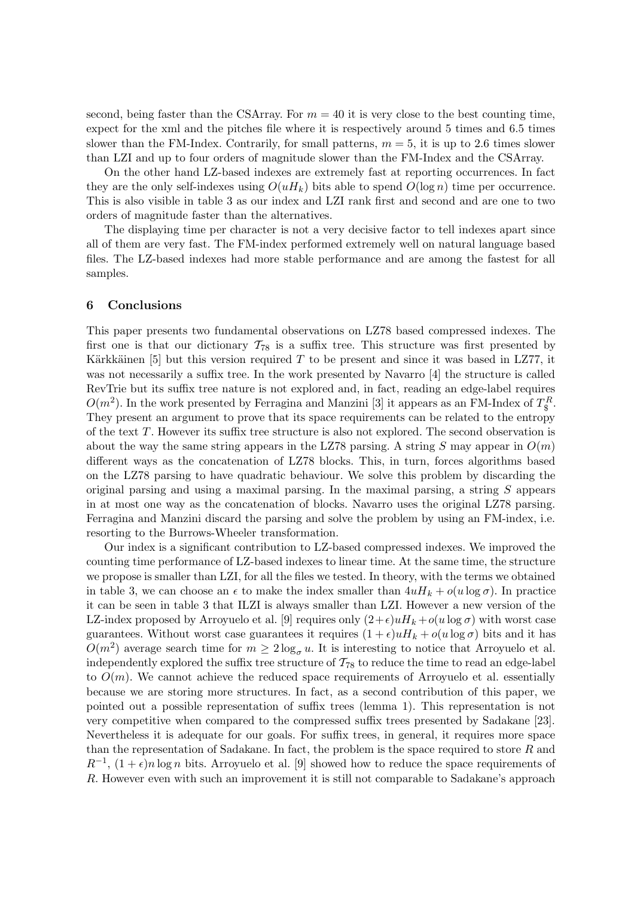second, being faster than the CSArray. For $m = 40$ it is very close to the best counting time, expect for the xml and the pitches file where it is respectively around 5 times and 6.5 times slower than the FM-Index. Contrarily, for small patterns, $m = 5$, it is up to 2.6 times slower than LZI and up to four orders of magnitude slower than the FM-Index and the CSArray.

On the other hand LZ-based indexes are extremely fast at reporting occurrences. In fact they are the only self-indexes using $O(uH_k)$ bits able to spend $O(\log n)$ time per occurrence. This is also visible in table 3 as our index and LZI rank first and second and are one to two orders of magnitude faster than the alternatives.

The displaying time per character is not a very decisive factor to tell indexes apart since all of them are very fast. The FM-index performed extremely well on natural language based files. The LZ-based indexes had more stable performance and are among the fastest for all samples.

## 6 Conclusions

This paper presents two fundamental observations on LZ78 based compressed indexes. The first one is that our dictionary $\mathcal{T}_{78}$ is a suffix tree. This structure was first presented by Kärkkäinen [5] but this version required $T$ to be present and since it was based in LZ77, it was not necessarily a suffix tree. In the work presented by Navarro [4] the structure is called RevTrie but its suffix tree nature is not explored and, in fact, reading an edge-label requires $O(m^2)$. In the work presented by Ferragina and Manzini [3] it appears as an FM-Index of $T^R_\$$. They present an argument to prove that its space requirements can be related to the entropy of the text $T$. However its suffix tree structure is also not explored. The second observation is about the way the same string appears in the LZ78 parsing. A string $S$ may appear in $O(m)$ different ways as the concatenation of LZ78 blocks. This, in turn, forces algorithms based on the LZ78 parsing to have quadratic behaviour. We solve this problem by discarding the original parsing and using a maximal parsing. In the maximal parsing, a string $S$ appears in at most one way as the concatenation of blocks. Navarro uses the original LZ78 parsing. Ferragina and Manzini discard the parsing and solve the problem by using an FM-index, i.e. resorting to the Burrows-Wheeler transformation.

Our index is a significant contribution to LZ-based compressed indexes. We improved the counting time performance of LZ-based indexes to linear time. At the same time, the structure we propose is smaller than LZI, for all the files we tested. In theory, with the terms we obtained in table 3, we can choose an $\epsilon$ to make the index smaller than $4uH_k + o(u \log \sigma)$. In practice it can be seen in table 3 that ILZI is always smaller than LZI. However a new version of the LZ-index proposed by Arroyuelo et al. [9] requires only $(2+\epsilon)uH_k + o(u \log \sigma)$ with worst case guarantees. Without worst case guarantees it requires $(1+\epsilon)uH_k + o(u \log \sigma)$ bits and it has $O(m^2)$ average search time for $m \geq 2 \log_\sigma u$. It is interesting to notice that Arroyuelo et al. independently explored the suffix tree structure of $\mathcal{T}_{78}$ to reduce the time to read an edge-label to $O(m)$. We cannot achieve the reduced space requirements of Arroyuelo et al. essentially because we are storing more structures. In fact, as a second contribution of this paper, we pointed out a possible representation of suffix trees (lemma 1). This representation is not very competitive when compared to the compressed suffix trees presented by Sadakane [23]. Nevertheless it is adequate for our goals. For suffix trees, in general, it requires more space than the representation of Sadakane. In fact, the problem is the space required to store $R$ and $R^{-1}$, $(1+\epsilon)n \log n$ bits. Arroyuelo et al. [9] showed how to reduce the space requirements of $R$. However even with such an improvement it is still not comparable to Sadakane's approach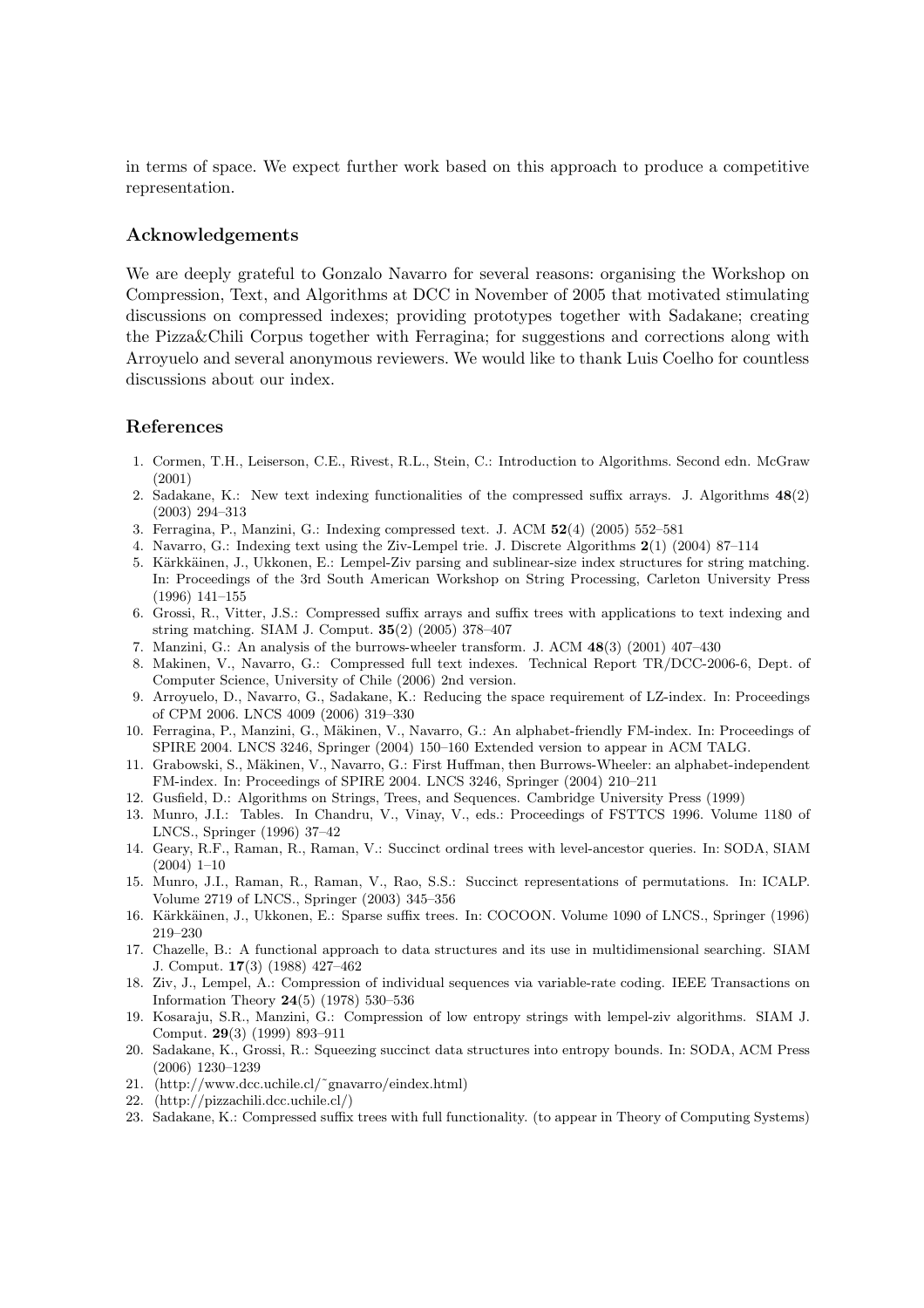in terms of space. We expect further work based on this approach to produce a competitive representation.

## Acknowledgements

We are deeply grateful to Gonzalo Navarro for several reasons: organising the Workshop on Compression, Text, and Algorithms at DCC in November of 2005 that motivated stimulating discussions on compressed indexes; providing prototypes together with Sadakane; creating the Pizza&Chili Corpus together with Ferragina; for suggestions and corrections along with Arroyuelo and several anonymous reviewers. We would like to thank Luis Coelho for countless discussions about our index.

## References

1. Cormen, T.H., Leiserson, C.E., Rivest, R.L., Stein, C.: Introduction to Algorithms. Second edn. McGraw (2001)
2. Sadakane, K.: New text indexing functionalities of the compressed suffix arrays. J. Algorithms **48**(2) (2003) 294–313
3. Ferragina, P., Manzini, G.: Indexing compressed text. J. ACM **52**(4) (2005) 552–581
4. Navarro, G.: Indexing text using the Ziv-Lempel trie. J. Discrete Algorithms **2**(1) (2004) 87–114
5. Kärkkäinen, J., Ukkonen, E.: Lempel-Ziv parsing and sublinear-size index structures for string matching. In: Proceedings of the 3rd South American Workshop on String Processing, Carleton University Press (1996) 141–155
6. Grossi, R., Vitter, J.S.: Compressed suffix arrays and suffix trees with applications to text indexing and string matching. SIAM J. Comput. **35**(2) (2005) 378–407
7. Manzini, G.: An analysis of the burrows-wheeler transform. J. ACM **48**(3) (2001) 407–430
8. Makinen, V., Navarro, G.: Compressed full text indexes. Technical Report TR/DCC-2006-6, Dept. of Computer Science, University of Chile (2006) 2nd version.
9. Arroyuelo, D., Navarro, G., Sadakane, K.: Reducing the space requirement of LZ-index. In: Proceedings of CPM 2006. LNCS 4009 (2006) 319–330
10. Ferragina, P., Manzini, G., Mäkinen, V., Navarro, G.: An alphabet-friendly FM-index. In: Proceedings of SPIRE 2004. LNCS 3246, Springer (2004) 150–160 Extended version to appear in ACM TALG.
11. Grabowski, S., Mäkinen, V., Navarro, G.: First Huffman, then Burrows-Wheeler: an alphabet-independent FM-index. In: Proceedings of SPIRE 2004. LNCS 3246, Springer (2004) 210–211
12. Gusfield, D.: Algorithms on Strings, Trees, and Sequences. Cambridge University Press (1999)
13. Munro, J.I.: Tables. In Chandru, V., Vinay, V., eds.: Proceedings of FSTTCS 1996. Volume 1180 of LNCS., Springer (1996) 37–42
14. Geary, R.F., Raman, R., Raman, V.: Succinct ordinal trees with level-ancestor queries. In: SODA, SIAM (2004) 1–10
15. Munro, J.I., Raman, R., Raman, V., Rao, S.S.: Succinct representations of permutations. In: ICALP. Volume 2719 of LNCS., Springer (2003) 345–356
16. Kärkkäinen, J., Ukkonen, E.: Sparse suffix trees. In: COCOON. Volume 1090 of LNCS., Springer (1996) 219–230
17. Chazelle, B.: A functional approach to data structures and its use in multidimensional searching. SIAM J. Comput. **17**(3) (1988) 427–462
18. Ziv, J., Lempel, A.: Compression of individual sequences via variable-rate coding. IEEE Transactions on Information Theory **24**(5) (1978) 530–536
19. Kosaraju, S.R., Manzini, G.: Compression of low entropy strings with lempel-ziv algorithms. SIAM J. Comput. **29**(3) (1999) 893–911
20. Sadakane, K., Grossi, R.: Squeezing succinct data structures into entropy bounds. In: SODA, ACM Press (2006) 1230–1239
21. (http://www.dcc.uchile.cl/˜gnavarro/eindex.html)
22. (http://pizzachili.dcc.uchile.cl/)
23. Sadakane, K.: Compressed suffix trees with full functionality. (to appear in Theory of Computing Systems)